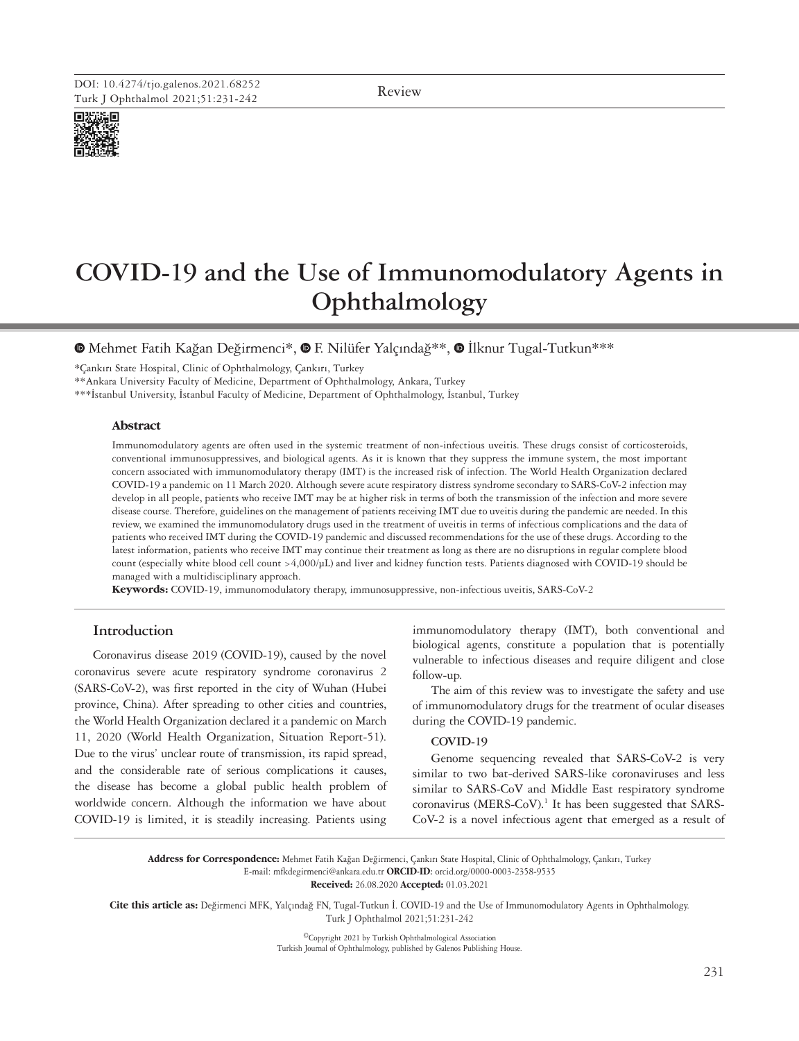Review

# COVID-19 and the Use of Immunomodulatory Agents in Ophthalmology

Mehmet Fatih Kağan Değirmenci*, F. Nilüfer Yalçındağ**, İlknur Tugal-Tutkun***

*Çankırı State Hospital, Clinic of Ophthalmology, Çankırı, Turkey

**Ankara University Faculty of Medicine, Department of Ophthalmology, Ankara, Turkey

***İstanbul University, İstanbul Faculty of Medicine, Department of Ophthalmology, İstanbul, Turkey

### Abstract

Immunomodulatory agents are often used in the systemic treatment of non-infectious uveitis. These drugs consist of corticosteroids, conventional immunosuppressives, and biological agents. As it is known that they suppress the immune system, the most important concern associated with immunomodulatory therapy (IMT) is the increased risk of infection. The World Health Organization declared COVID-19 a pandemic on 11 March 2020. Although severe acute respiratory distress syndrome secondary to SARS-CoV-2 infection may develop in all people, patients who receive IMT may be at higher risk in terms of both the transmission of the infection and more severe disease course. Therefore, guidelines on the management of patients receiving IMT due to uveitis during the pandemic are needed. In this review, we examined the immunomodulatory drugs used in the treatment of uveitis in terms of infectious complications and the data of patients who received IMT during the COVID-19 pandemic and discussed recommendations for the use of these drugs. According to the latest information, patients who receive IMT may continue their treatment as long as there are no disruptions in regular complete blood count (especially white blood cell count >4,000/µL) and liver and kidney function tests. Patients diagnosed with COVID-19 should be managed with a multidisciplinary approach.

**Keywords:** COVID-19, immunomodulatory therapy, immunosuppressive, non-infectious uveitis, SARS-CoV-2

## Introduction

Coronavirus disease 2019 (COVID-19), caused by the novel coronavirus severe acute respiratory syndrome coronavirus 2 (SARS-CoV-2), was first reported in the city of Wuhan (Hubei province, China). After spreading to other cities and countries, the World Health Organization declared it a pandemic on March 11, 2020 (World Health Organization, Situation Report-51). Due to the virus' unclear route of transmission, its rapid spread, and the considerable rate of serious complications it causes, the disease has become a global public health problem of worldwide concern. Although the information we have about COVID-19 is limited, it is steadily increasing. Patients using immunomodulatory therapy (IMT), both conventional and biological agents, constitute a population that is potentially vulnerable to infectious diseases and require diligent and close follow-up.

The aim of this review was to investigate the safety and use of immunomodulatory drugs for the treatment of ocular diseases during the COVID-19 pandemic.

### COVID-19

Genome sequencing revealed that SARS-CoV-2 is very similar to two bat-derived SARS-like coronaviruses and less similar to SARS-CoV and Middle East respiratory syndrome coronavirus (MERS-CoV).[1] It has been suggested that SARS-CoV-2 is a novel infectious agent that emerged as a result of

**Address for Correspondence:** Mehmet Fatih Kağan Değirmenci, Çankırı State Hospital, Clinic of Ophthalmology, Çankırı, Turkey
E-mail: mfkdegirmenci@ankara.edu.tr **ORCID-ID:** orcid.org/0000-0003-2358-9535
**Received:** 26.08.2020 **Accepted:** 01.03.2021

**Cite this article as:** Değirmenci MFK, Yalçındağ FN, Tugal-Tutkun İ. COVID-19 and the Use of Immunomodulatory Agents in Ophthalmology. Turk J Ophthalmol 2021;51:231-242

©Copyright 2021 by Turkish Ophthalmological Association
Turkish Journal of Ophthalmology, published by Galenos Publishing House.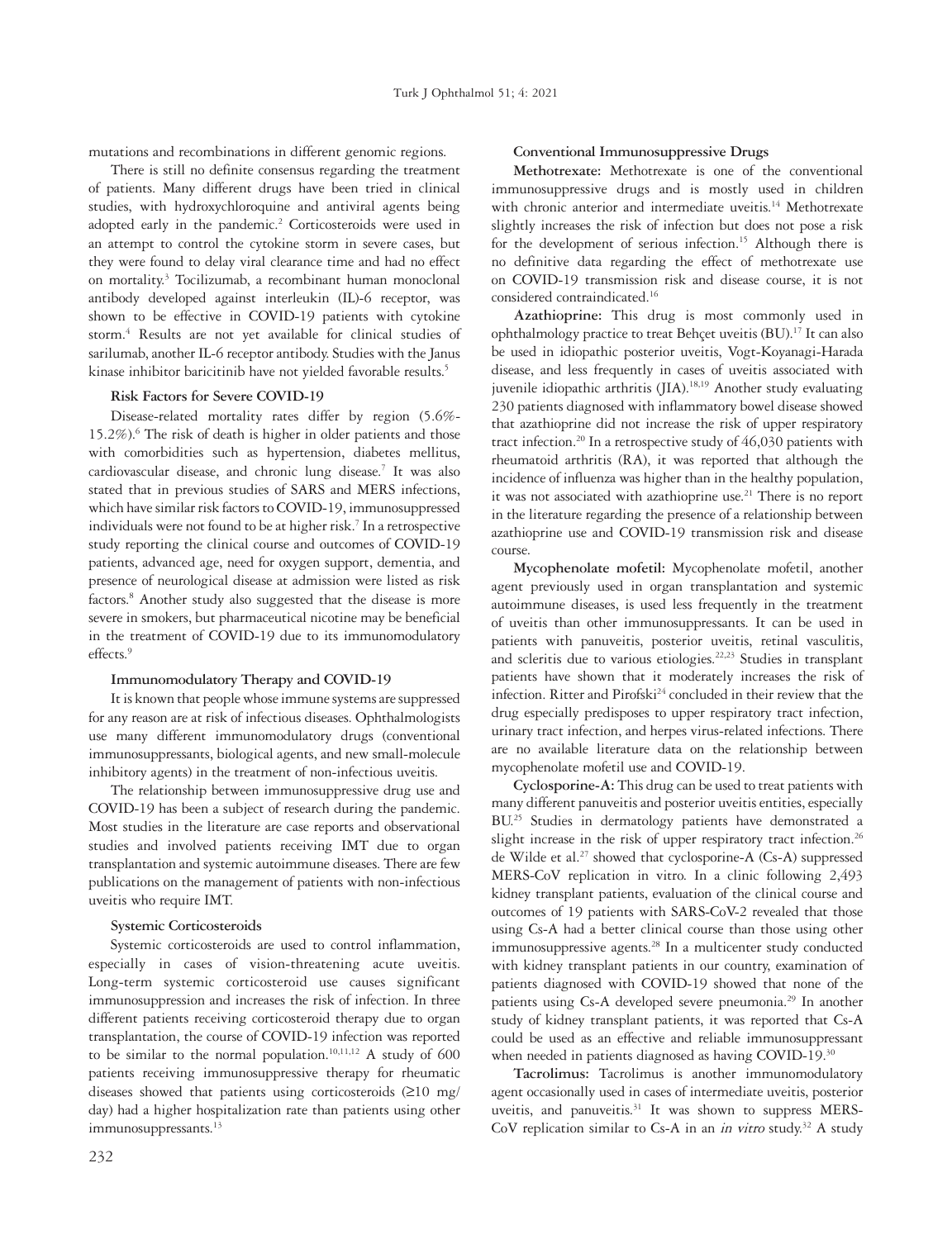mutations and recombinations in different genomic regions.

There is still no definite consensus regarding the treatment of patients. Many different drugs have been tried in clinical studies, with hydroxychloroquine and antiviral agents being adopted early in the pandemic.[2] Corticosteroids were used in an attempt to control the cytokine storm in severe cases, but they were found to delay viral clearance time and had no effect on mortality.[3] Tocilizumab, a recombinant human monoclonal antibody developed against interleukin (IL)-6 receptor, was shown to be effective in COVID-19 patients with cytokine storm.[4] Results are not yet available for clinical studies of sarilumab, another IL-6 receptor antibody. Studies with the Janus kinase inhibitor baricitinib have not yielded favorable results.[5]

### Risk Factors for Severe COVID-19

Disease-related mortality rates differ by region (5.6%-15.2%).[6] The risk of death is higher in older patients and those with comorbidities such as hypertension, diabetes mellitus, cardiovascular disease, and chronic lung disease.[7] It was also stated that in previous studies of SARS and MERS infections, which have similar risk factors to COVID-19, immunosuppressed individuals were not found to be at higher risk.[7] In a retrospective study reporting the clinical course and outcomes of COVID-19 patients, advanced age, need for oxygen support, dementia, and presence of neurological disease at admission were listed as risk factors.[8] Another study also suggested that the disease is more severe in smokers, but pharmaceutical nicotine may be beneficial in the treatment of COVID-19 due to its immunomodulatory effects.[9]

### Immunomodulatory Therapy and COVID-19

It is known that people whose immune systems are suppressed for any reason are at risk of infectious diseases. Ophthalmologists use many different immunomodulatory drugs (conventional immunosuppressants, biological agents, and new small-molecule inhibitory agents) in the treatment of non-infectious uveitis.

The relationship between immunosuppressive drug use and COVID-19 has been a subject of research during the pandemic. Most studies in the literature are case reports and observational studies and involved patients receiving IMT due to organ transplantation and systemic autoimmune diseases. There are few publications on the management of patients with non-infectious uveitis who require IMT.

### Systemic Corticosteroids

Systemic corticosteroids are used to control inflammation, especially in cases of vision-threatening acute uveitis. Long-term systemic corticosteroid use causes significant immunosuppression and increases the risk of infection. In three different patients receiving corticosteroid therapy due to organ transplantation, the course of COVID-19 infection was reported to be similar to the normal population.[10,11,12] A study of 600 patients receiving immunosuppressive therapy for rheumatic diseases showed that patients using corticosteroids (≥10 mg/day) had a higher hospitalization rate than patients using other immunosuppressants.[13]

### Conventional Immunosuppressive Drugs

**Methotrexate:** Methotrexate is one of the conventional immunosuppressive drugs and is mostly used in children with chronic anterior and intermediate uveitis.[14] Methotrexate slightly increases the risk of infection but does not pose a risk for the development of serious infection.[15] Although there is no definitive data regarding the effect of methotrexate use on COVID-19 transmission risk and disease course, it is not considered contraindicated.[16]

**Azathioprine:** This drug is most commonly used in ophthalmology practice to treat Behçet uveitis (BU).[17] It can also be used in idiopathic posterior uveitis, Vogt-Koyanagi-Harada disease, and less frequently in cases of uveitis associated with juvenile idiopathic arthritis (JIA).[18,19] Another study evaluating 230 patients diagnosed with inflammatory bowel disease showed that azathioprine did not increase the risk of upper respiratory tract infection.[20] In a retrospective study of 46,030 patients with rheumatoid arthritis (RA), it was reported that although the incidence of influenza was higher than in the healthy population, it was not associated with azathioprine use.[21] There is no report in the literature regarding the presence of a relationship between azathioprine use and COVID-19 transmission risk and disease course.

**Mycophenolate mofetil:** Mycophenolate mofetil, another agent previously used in organ transplantation and systemic autoimmune diseases, is used less frequently in the treatment of uveitis than other immunosuppressants. It can be used in patients with panuveitis, posterior uveitis, retinal vasculitis, and scleritis due to various etiologies.[22,23] Studies in transplant patients have shown that it moderately increases the risk of infection. Ritter and Pirofski[24] concluded in their review that the drug especially predisposes to upper respiratory tract infection, urinary tract infection, and herpes virus-related infections. There are no available literature data on the relationship between mycophenolate mofetil use and COVID-19.

**Cyclosporine-A:** This drug can be used to treat patients with many different panuveitis and posterior uveitis entities, especially BU.[25] Studies in dermatology patients have demonstrated a slight increase in the risk of upper respiratory tract infection.[26] de Wilde et al.[27] showed that cyclosporine-A (Cs-A) suppressed MERS-CoV replication in vitro. In a clinic following 2,493 kidney transplant patients, evaluation of the clinical course and outcomes of 19 patients with SARS-CoV-2 revealed that those using Cs-A had a better clinical course than those using other immunosuppressive agents.[28] In a multicenter study conducted with kidney transplant patients in our country, examination of patients diagnosed with COVID-19 showed that none of the patients using Cs-A developed severe pneumonia.[29] In another study of kidney transplant patients, it was reported that Cs-A could be used as an effective and reliable immunosuppressant when needed in patients diagnosed as having COVID-19.[30]

**Tacrolimus:** Tacrolimus is another immunomodulatory agent occasionally used in cases of intermediate uveitis, posterior uveitis, and panuveitis.[31] It was shown to suppress MERS-CoV replication similar to Cs-A in an *in vitro* study.[32] A study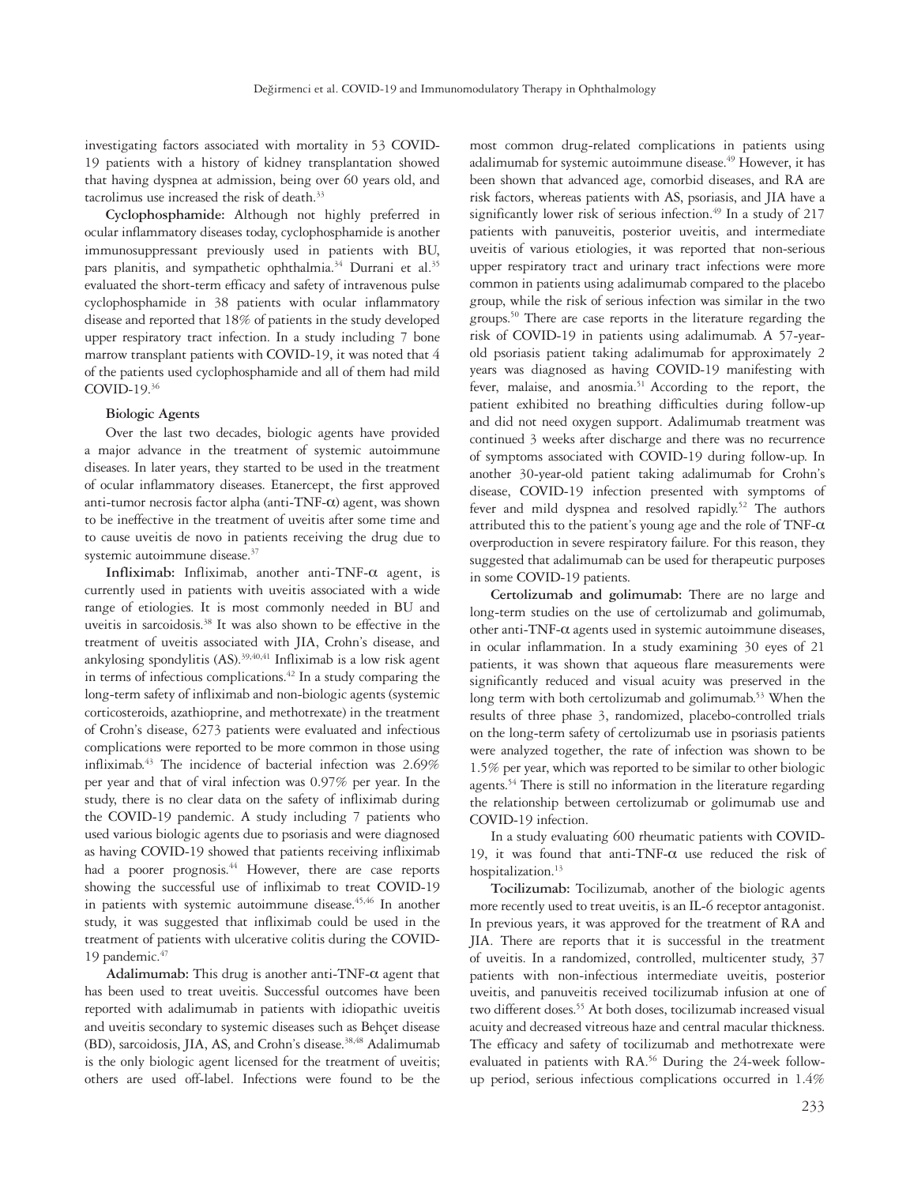investigating factors associated with mortality in 53 COVID-19 patients with a history of kidney transplantation showed that having dyspnea at admission, being over 60 years old, and tacrolimus use increased the risk of death.[33]

**Cyclophosphamide:** Although not highly preferred in ocular inflammatory diseases today, cyclophosphamide is another immunosuppressant previously used in patients with BU, pars planitis, and sympathetic ophthalmia.[34] Durrani et al.[35] evaluated the short-term efficacy and safety of intravenous pulse cyclophosphamide in 38 patients with ocular inflammatory disease and reported that 18% of patients in the study developed upper respiratory tract infection. In a study including 7 bone marrow transplant patients with COVID-19, it was noted that 4 of the patients used cyclophosphamide and all of them had mild COVID-19.[36]

### Biologic Agents

Over the last two decades, biologic agents have provided a major advance in the treatment of systemic autoimmune diseases. In later years, they started to be used in the treatment of ocular inflammatory diseases. Etanercept, the first approved anti-tumor necrosis factor alpha (anti-TNF-α) agent, was shown to be ineffective in the treatment of uveitis after some time and to cause uveitis de novo in patients receiving the drug due to systemic autoimmune disease.[37]

**Infliximab:** Infliximab, another anti-TNF-α agent, is currently used in patients with uveitis associated with a wide range of etiologies. It is most commonly needed in BU and uveitis in sarcoidosis.[38] It was also shown to be effective in the treatment of uveitis associated with JIA, Crohn's disease, and ankylosing spondylitis (AS).[39,40,41] Infliximab is a low risk agent in terms of infectious complications.[42] In a study comparing the long-term safety of infliximab and non-biologic agents (systemic corticosteroids, azathioprine, and methotrexate) in the treatment of Crohn's disease, 6273 patients were evaluated and infectious complications were reported to be more common in those using infliximab.[43] The incidence of bacterial infection was 2.69% per year and that of viral infection was 0.97% per year. In the study, there is no clear data on the safety of infliximab during the COVID-19 pandemic. A study including 7 patients who used various biologic agents due to psoriasis and were diagnosed as having COVID-19 showed that patients receiving infliximab had a poorer prognosis.[44] However, there are case reports showing the successful use of infliximab to treat COVID-19 in patients with systemic autoimmune disease.[45,46] In another study, it was suggested that infliximab could be used in the treatment of patients with ulcerative colitis during the COVID-19 pandemic.[47]

**Adalimumab:** This drug is another anti-TNF-α agent that has been used to treat uveitis. Successful outcomes have been reported with adalimumab in patients with idiopathic uveitis and uveitis secondary to systemic diseases such as Behçet disease (BD), sarcoidosis, JIA, AS, and Crohn's disease.[38,48] Adalimumab is the only biologic agent licensed for the treatment of uveitis; others are used off-label. Infections were found to be the most common drug-related complications in patients using adalimumab for systemic autoimmune disease.[49] However, it has been shown that advanced age, comorbid diseases, and RA are risk factors, whereas patients with AS, psoriasis, and JIA have a significantly lower risk of serious infection.[49] In a study of 217 patients with panuveitis, posterior uveitis, and intermediate uveitis of various etiologies, it was reported that non-serious upper respiratory tract and urinary tract infections were more common in patients using adalimumab compared to the placebo group, while the risk of serious infection was similar in the two groups.[50] There are case reports in the literature regarding the risk of COVID-19 in patients using adalimumab. A 57-year-old psoriasis patient taking adalimumab for approximately 2 years was diagnosed as having COVID-19 manifesting with fever, malaise, and anosmia.[51] According to the report, the patient exhibited no breathing difficulties during follow-up and did not need oxygen support. Adalimumab treatment was continued 3 weeks after discharge and there was no recurrence of symptoms associated with COVID-19 during follow-up. In another 30-year-old patient taking adalimumab for Crohn's disease, COVID-19 infection presented with symptoms of fever and mild dyspnea and resolved rapidly.[52] The authors attributed this to the patient's young age and the role of TNF-α overproduction in severe respiratory failure. For this reason, they suggested that adalimumab can be used for therapeutic purposes in some COVID-19 patients.

**Certolizumab and golimumab:** There are no large and long-term studies on the use of certolizumab and golimumab, other anti-TNF-α agents used in systemic autoimmune diseases, in ocular inflammation. In a study examining 30 eyes of 21 patients, it was shown that aqueous flare measurements were significantly reduced and visual acuity was preserved in the long term with both certolizumab and golimumab.[53] When the results of three phase 3, randomized, placebo-controlled trials on the long-term safety of certolizumab use in psoriasis patients were analyzed together, the rate of infection was shown to be 1.5% per year, which was reported to be similar to other biologic agents.[54] There is still no information in the literature regarding the relationship between certolizumab or golimumab use and COVID-19 infection.

In a study evaluating 600 rheumatic patients with COVID-19, it was found that anti-TNF-α use reduced the risk of hospitalization.[13]

**Tocilizumab:** Tocilizumab, another of the biologic agents more recently used to treat uveitis, is an IL-6 receptor antagonist. In previous years, it was approved for the treatment of RA and JIA. There are reports that it is successful in the treatment of uveitis. In a randomized, controlled, multicenter study, 37 patients with non-infectious intermediate uveitis, posterior uveitis, and panuveitis received tocilizumab infusion at one of two different doses.[55] At both doses, tocilizumab increased visual acuity and decreased vitreous haze and central macular thickness. The efficacy and safety of tocilizumab and methotrexate were evaluated in patients with RA.[56] During the 24-week follow-up period, serious infectious complications occurred in 1.4%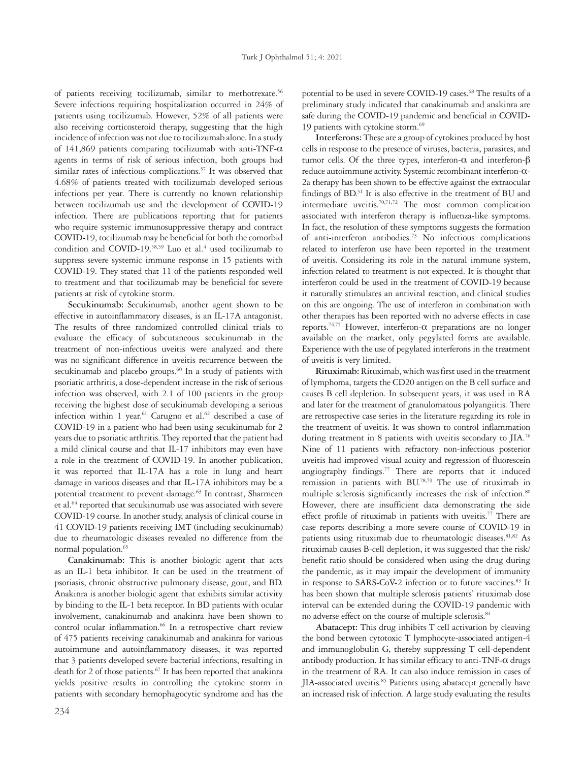of patients receiving tocilizumab, similar to methotrexate.[56] Severe infections requiring hospitalization occurred in 24% of patients using tocilizumab. However, 52% of all patients were also receiving corticosteroid therapy, suggesting that the high incidence of infection was not due to tocilizumab alone. In a study of 141,869 patients comparing tocilizumab with anti-TNF-α agents in terms of risk of serious infection, both groups had similar rates of infectious complications.[57] It was observed that 4.68% of patients treated with tocilizumab developed serious infections per year. There is currently no known relationship between tocilizumab use and the development of COVID-19 infection. There are publications reporting that for patients who require systemic immunosuppressive therapy and contract COVID-19, tocilizumab may be beneficial for both the comorbid condition and COVID-19.[58,59] Luo et al.[4] used tocilizumab to suppress severe systemic immune response in 15 patients with COVID-19. They stated that 11 of the patients responded well to treatment and that tocilizumab may be beneficial for severe patients at risk of cytokine storm.

**Secukinumab:** Secukinumab, another agent shown to be effective in autoinflammatory diseases, is an IL-17A antagonist. The results of three randomized controlled clinical trials to evaluate the efficacy of subcutaneous secukinumab in the treatment of non-infectious uveitis were analyzed and there was no significant difference in uveitis recurrence between the secukinumab and placebo groups.[60] In a study of patients with psoriatic arthritis, a dose-dependent increase in the risk of serious infection was observed, with 2.1 of 100 patients in the group receiving the highest dose of secukinumab developing a serious infection within 1 year.[61] Carugno et al.[62] described a case of COVID-19 in a patient who had been using secukinumab for 2 years due to psoriatic arthritis. They reported that the patient had a mild clinical course and that IL-17 inhibitors may even have a role in the treatment of COVID-19. In another publication, it was reported that IL-17A has a role in lung and heart damage in various diseases and that IL-17A inhibitors may be a potential treatment to prevent damage.[63] In contrast, Sharmeen et al.[64] reported that secukinumab use was associated with severe COVID-19 course. In another study, analysis of clinical course in 41 COVID-19 patients receiving IMT (including secukinumab) due to rheumatologic diseases revealed no difference from the normal population.[65]

**Canakinumab:** This is another biologic agent that acts as an IL-1 beta inhibitor. It can be used in the treatment of psoriasis, chronic obstructive pulmonary disease, gout, and BD. Anakinra is another biologic agent that exhibits similar activity by binding to the IL-1 beta receptor. In BD patients with ocular involvement, canakinumab and anakinra have been shown to control ocular inflammation.[66] In a retrospective chart review of 475 patients receiving canakinumab and anakinra for various autoimmune and autoinflammatory diseases, it was reported that 3 patients developed severe bacterial infections, resulting in death for 2 of those patients.[67] It has been reported that anakinra yields positive results in controlling the cytokine storm in patients with secondary hemophagocytic syndrome and has the potential to be used in severe COVID-19 cases.[68] The results of a preliminary study indicated that canakinumab and anakinra are safe during the COVID-19 pandemic and beneficial in COVID-19 patients with cytokine storm.[69]

**Interferons:** These are a group of cytokines produced by host cells in response to the presence of viruses, bacteria, parasites, and tumor cells. Of the three types, interferon-α and interferon-β reduce autoimmune activity. Systemic recombinant interferon-α-2a therapy has been shown to be effective against the extraocular findings of BD.[31] It is also effective in the treatment of BU and intermediate uveitis.[70,71,72] The most common complication associated with interferon therapy is influenza-like symptoms. In fact, the resolution of these symptoms suggests the formation of anti-interferon antibodies.[73] No infectious complications related to interferon use have been reported in the treatment of uveitis. Considering its role in the natural immune system, infection related to treatment is not expected. It is thought that interferon could be used in the treatment of COVID-19 because it naturally stimulates an antiviral reaction, and clinical studies on this are ongoing. The use of interferon in combination with other therapies has been reported with no adverse effects in case reports.[74,75] However, interferon-α preparations are no longer available on the market, only pegylated forms are available. Experience with the use of pegylated interferons in the treatment of uveitis is very limited.

**Rituximab:** Rituximab, which was first used in the treatment of lymphoma, targets the CD20 antigen on the B cell surface and causes B cell depletion. In subsequent years, it was used in RA and later for the treatment of granulomatous polyangiitis. There are retrospective case series in the literature regarding its role in the treatment of uveitis. It was shown to control inflammation during treatment in 8 patients with uveitis secondary to JIA.[76] Nine of 11 patients with refractory non-infectious posterior uveitis had improved visual acuity and regression of fluorescein angiography findings.[77] There are reports that it induced remission in patients with BU.[78,79] The use of rituximab in multiple sclerosis significantly increases the risk of infection.[80] However, there are insufficient data demonstrating the side effect profile of rituximab in patients with uveitis.[77] There are case reports describing a more severe course of COVID-19 in patients using rituximab due to rheumatologic diseases.[81,82] As rituximab causes B-cell depletion, it was suggested that the risk/benefit ratio should be considered when using the drug during the pandemic, as it may impair the development of immunity in response to SARS-CoV-2 infection or to future vaccines.[83] It has been shown that multiple sclerosis patients' rituximab dose interval can be extended during the COVID-19 pandemic with no adverse effect on the course of multiple sclerosis.[84]

**Abatacept:** This drug inhibits T cell activation by cleaving the bond between cytotoxic T lymphocyte-associated antigen-4 and immunoglobulin G, thereby suppressing T cell-dependent antibody production. It has similar efficacy to anti-TNF-α drugs in the treatment of RA. It can also induce remission in cases of JIA-associated uveitis.[85] Patients using abatacept generally have an increased risk of infection. A large study evaluating the results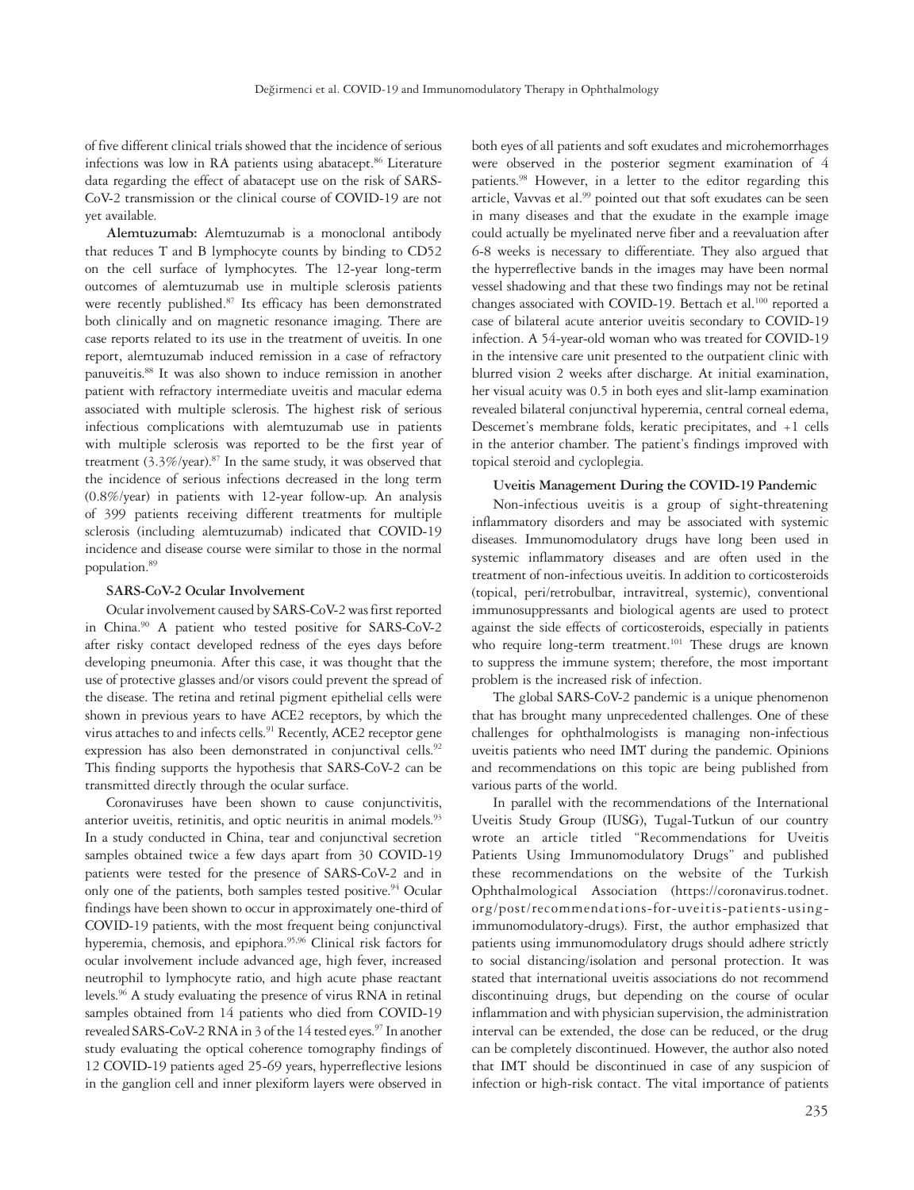of five different clinical trials showed that the incidence of serious infections was low in RA patients using abatacept.[86] Literature data regarding the effect of abatacept use on the risk of SARS-CoV-2 transmission or the clinical course of COVID-19 are not yet available.

**Alemtuzumab:** Alemtuzumab is a monoclonal antibody that reduces T and B lymphocyte counts by binding to CD52 on the cell surface of lymphocytes. The 12-year long-term outcomes of alemtuzumab use in multiple sclerosis patients were recently published.[87] Its efficacy has been demonstrated both clinically and on magnetic resonance imaging. There are case reports related to its use in the treatment of uveitis. In one report, alemtuzumab induced remission in a case of refractory panuveitis.[88] It was also shown to induce remission in another patient with refractory intermediate uveitis and macular edema associated with multiple sclerosis. The highest risk of serious infectious complications with alemtuzumab use in patients with multiple sclerosis was reported to be the first year of treatment (3.3%/year).[87] In the same study, it was observed that the incidence of serious infections decreased in the long term (0.8%/year) in patients with 12-year follow-up. An analysis of 399 patients receiving different treatments for multiple sclerosis (including alemtuzumab) indicated that COVID-19 incidence and disease course were similar to those in the normal population.[89]

### SARS-CoV-2 Ocular Involvement

Ocular involvement caused by SARS-CoV-2 was first reported in China.[90] A patient who tested positive for SARS-CoV-2 after risky contact developed redness of the eyes days before developing pneumonia. After this case, it was thought that the use of protective glasses and/or visors could prevent the spread of the disease. The retina and retinal pigment epithelial cells were shown in previous years to have ACE2 receptors, by which the virus attaches to and infects cells.[91] Recently, ACE2 receptor gene expression has also been demonstrated in conjunctival cells.[92] This finding supports the hypothesis that SARS-CoV-2 can be transmitted directly through the ocular surface.

Coronaviruses have been shown to cause conjunctivitis, anterior uveitis, retinitis, and optic neuritis in animal models.[93] In a study conducted in China, tear and conjunctival secretion samples obtained twice a few days apart from 30 COVID-19 patients were tested for the presence of SARS-CoV-2 and in only one of the patients, both samples tested positive.[94] Ocular findings have been shown to occur in approximately one-third of COVID-19 patients, with the most frequent being conjunctival hyperemia, chemosis, and epiphora.[95,96] Clinical risk factors for ocular involvement include advanced age, high fever, increased neutrophil to lymphocyte ratio, and high acute phase reactant levels.[96] A study evaluating the presence of virus RNA in retinal samples obtained from 14 patients who died from COVID-19 revealed SARS-CoV-2 RNA in 3 of the 14 tested eyes.[97] In another study evaluating the optical coherence tomography findings of 12 COVID-19 patients aged 25-69 years, hyperreflective lesions in the ganglion cell and inner plexiform layers were observed in both eyes of all patients and soft exudates and microhemorrhages were observed in the posterior segment examination of 4 patients.[98] However, in a letter to the editor regarding this article, Vavvas et al.[99] pointed out that soft exudates can be seen in many diseases and that the exudate in the example image could actually be myelinated nerve fiber and a reevaluation after 6-8 weeks is necessary to differentiate. They also argued that the hyperreflective bands in the images may have been normal vessel shadowing and that these two findings may not be retinal changes associated with COVID-19. Bettach et al.[100] reported a case of bilateral acute anterior uveitis secondary to COVID-19 infection. A 54-year-old woman who was treated for COVID-19 in the intensive care unit presented to the outpatient clinic with blurred vision 2 weeks after discharge. At initial examination, her visual acuity was 0.5 in both eyes and slit-lamp examination revealed bilateral conjunctival hyperemia, central corneal edema, Descemet's membrane folds, keratic precipitates, and +1 cells in the anterior chamber. The patient's findings improved with topical steroid and cycloplegia.

### Uveitis Management During the COVID-19 Pandemic

Non-infectious uveitis is a group of sight-threatening inflammatory disorders and may be associated with systemic diseases. Immunomodulatory drugs have long been used in systemic inflammatory diseases and are often used in the treatment of non-infectious uveitis. In addition to corticosteroids (topical, peri/retrobulbar, intravitreal, systemic), conventional immunosuppressants and biological agents are used to protect against the side effects of corticosteroids, especially in patients who require long-term treatment.[101] These drugs are known to suppress the immune system; therefore, the most important problem is the increased risk of infection.

The global SARS-CoV-2 pandemic is a unique phenomenon that has brought many unprecedented challenges. One of these challenges for ophthalmologists is managing non-infectious uveitis patients who need IMT during the pandemic. Opinions and recommendations on this topic are being published from various parts of the world.

In parallel with the recommendations of the International Uveitis Study Group (IUSG), Tugal-Tutkun of our country wrote an article titled "Recommendations for Uveitis Patients Using Immunomodulatory Drugs" and published these recommendations on the website of the Turkish Ophthalmological Association (https://coronavirus.todnet.org/post/recommendations-for-uveitis-patients-using-immunomodulatory-drugs). First, the author emphasized that patients using immunomodulatory drugs should adhere strictly to social distancing/isolation and personal protection. It was stated that international uveitis associations do not recommend discontinuing drugs, but depending on the course of ocular inflammation and with physician supervision, the administration interval can be extended, the dose can be reduced, or the drug can be completely discontinued. However, the author also noted that IMT should be discontinued in case of any suspicion of infection or high-risk contact. The vital importance of patients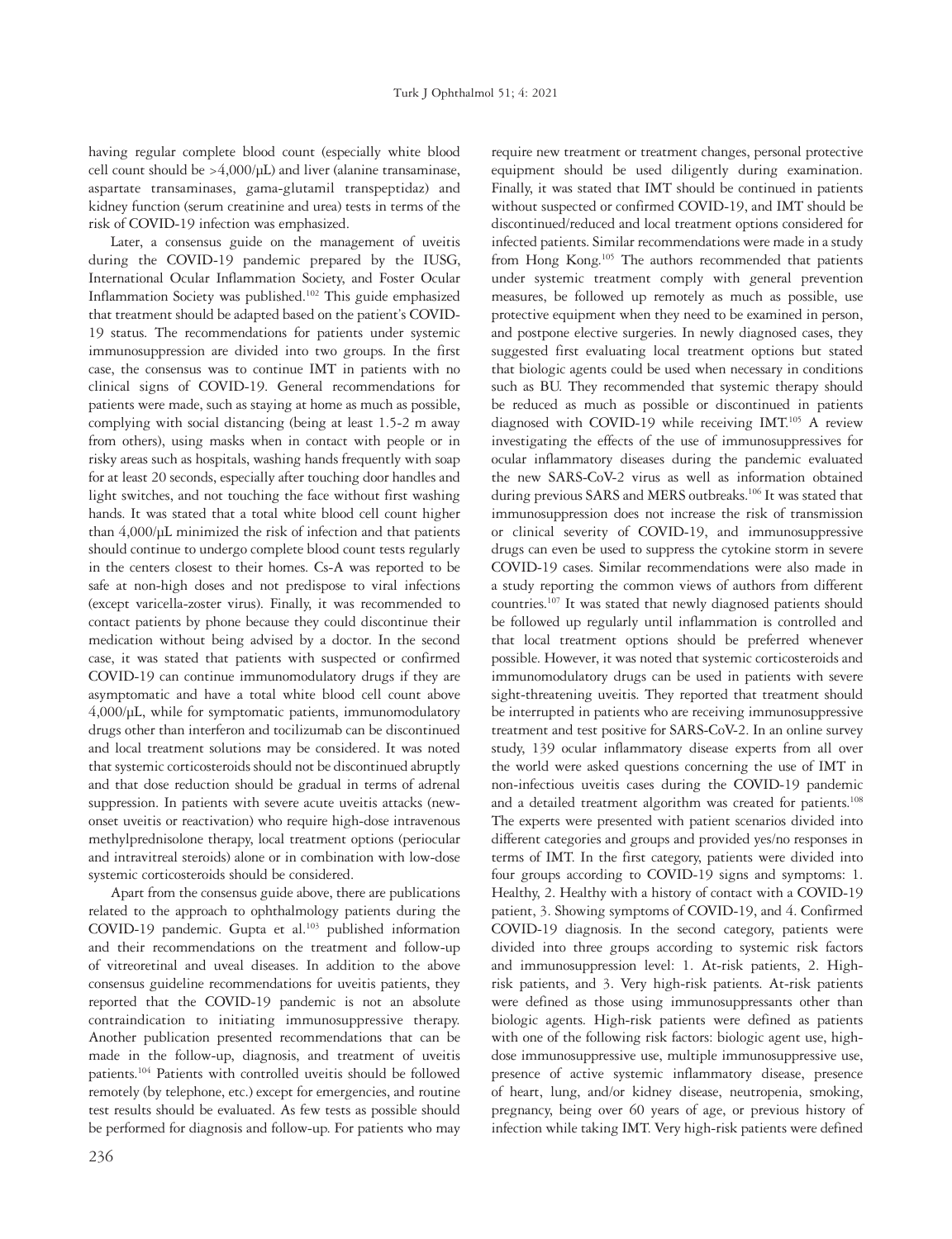having regular complete blood count (especially white blood cell count should be >4,000/µL) and liver (alanine transaminase, aspartate transaminases, gama-glutamil transpeptidaz) and kidney function (serum creatinine and urea) tests in terms of the risk of COVID-19 infection was emphasized.

Later, a consensus guide on the management of uveitis during the COVID-19 pandemic prepared by the IUSG, International Ocular Inflammation Society, and Foster Ocular Inflammation Society was published.[102] This guide emphasized that treatment should be adapted based on the patient's COVID-19 status. The recommendations for patients under systemic immunosuppression are divided into two groups. In the first case, the consensus was to continue IMT in patients with no clinical signs of COVID-19. General recommendations for patients were made, such as staying at home as much as possible, complying with social distancing (being at least 1.5-2 m away from others), using masks when in contact with people or in risky areas such as hospitals, washing hands frequently with soap for at least 20 seconds, especially after touching door handles and light switches, and not touching the face without first washing hands. It was stated that a total white blood cell count higher than 4,000/µL minimized the risk of infection and that patients should continue to undergo complete blood count tests regularly in the centers closest to their homes. Cs-A was reported to be safe at non-high doses and not predispose to viral infections (except varicella-zoster virus). Finally, it was recommended to contact patients by phone because they could discontinue their medication without being advised by a doctor. In the second case, it was stated that patients with suspected or confirmed COVID-19 can continue immunomodulatory drugs if they are asymptomatic and have a total white blood cell count above 4,000/µL, while for symptomatic patients, immunomodulatory drugs other than interferon and tocilizumab can be discontinued and local treatment solutions may be considered. It was noted that systemic corticosteroids should not be discontinued abruptly and that dose reduction should be gradual in terms of adrenal suppression. In patients with severe acute uveitis attacks (new-onset uveitis or reactivation) who require high-dose intravenous methylprednisolone therapy, local treatment options (periocular and intravitreal steroids) alone or in combination with low-dose systemic corticosteroids should be considered.

Apart from the consensus guide above, there are publications related to the approach to ophthalmology patients during the COVID-19 pandemic. Gupta et al.[103] published information and their recommendations on the treatment and follow-up of vitreoretinal and uveal diseases. In addition to the above consensus guideline recommendations for uveitis patients, they reported that the COVID-19 pandemic is not an absolute contraindication to initiating immunosuppressive therapy. Another publication presented recommendations that can be made in the follow-up, diagnosis, and treatment of uveitis patients.[104] Patients with controlled uveitis should be followed remotely (by telephone, etc.) except for emergencies, and routine test results should be evaluated. As few tests as possible should be performed for diagnosis and follow-up. For patients who may require new treatment or treatment changes, personal protective equipment should be used diligently during examination. Finally, it was stated that IMT should be continued in patients without suspected or confirmed COVID-19, and IMT should be discontinued/reduced and local treatment options considered for infected patients. Similar recommendations were made in a study from Hong Kong.[105] The authors recommended that patients under systemic treatment comply with general prevention measures, be followed up remotely as much as possible, use protective equipment when they need to be examined in person, and postpone elective surgeries. In newly diagnosed cases, they suggested first evaluating local treatment options but stated that biologic agents could be used when necessary in conditions such as BU. They recommended that systemic therapy should be reduced as much as possible or discontinued in patients diagnosed with COVID-19 while receiving IMT.[105] A review investigating the effects of the use of immunosuppressives for ocular inflammatory diseases during the pandemic evaluated the new SARS-CoV-2 virus as well as information obtained during previous SARS and MERS outbreaks.[106] It was stated that immunosuppression does not increase the risk of transmission or clinical severity of COVID-19, and immunosuppressive drugs can even be used to suppress the cytokine storm in severe COVID-19 cases. Similar recommendations were also made in a study reporting the common views of authors from different countries.[107] It was stated that newly diagnosed patients should be followed up regularly until inflammation is controlled and that local treatment options should be preferred whenever possible. However, it was noted that systemic corticosteroids and immunomodulatory drugs can be used in patients with severe sight-threatening uveitis. They reported that treatment should be interrupted in patients who are receiving immunosuppressive treatment and test positive for SARS-CoV-2. In an online survey study, 139 ocular inflammatory disease experts from all over the world were asked questions concerning the use of IMT in non-infectious uveitis cases during the COVID-19 pandemic and a detailed treatment algorithm was created for patients.[108] The experts were presented with patient scenarios divided into different categories and groups and provided yes/no responses in terms of IMT. In the first category, patients were divided into four groups according to COVID-19 signs and symptoms: 1. Healthy, 2. Healthy with a history of contact with a COVID-19 patient, 3. Showing symptoms of COVID-19, and 4. Confirmed COVID-19 diagnosis. In the second category, patients were divided into three groups according to systemic risk factors and immunosuppression level: 1. At-risk patients, 2. High-risk patients, and 3. Very high-risk patients. At-risk patients were defined as those using immunosuppressants other than biologic agents. High-risk patients were defined as patients with one of the following risk factors: biologic agent use, high-dose immunosuppressive use, multiple immunosuppressive use, presence of active systemic inflammatory disease, presence of heart, lung, and/or kidney disease, neutropenia, smoking, pregnancy, being over 60 years of age, or previous history of infection while taking IMT. Very high-risk patients were defined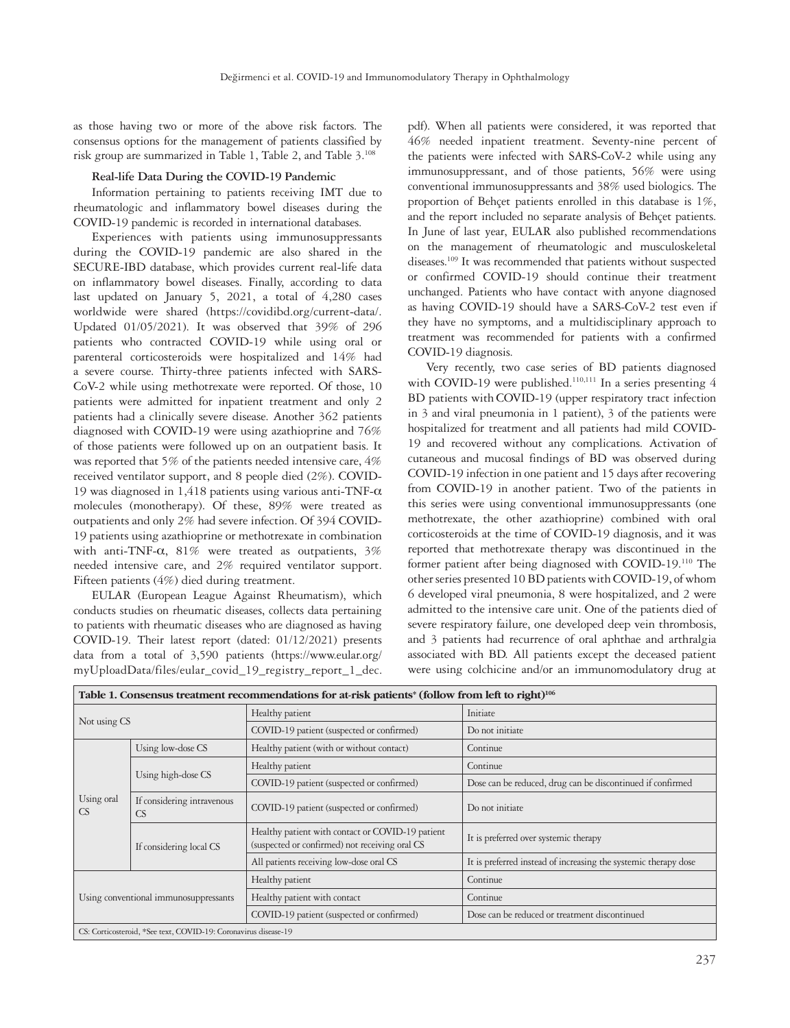as those having two or more of the above risk factors. The consensus options for the management of patients classified by risk group are summarized in Table 1, Table 2, and Table 3.[108]

**Real-life Data During the COVID-19 Pandemic**

Information pertaining to patients receiving IMT due to rheumatologic and inflammatory bowel diseases during the COVID-19 pandemic is recorded in international databases.

Experiences with patients using immunosuppressants during the COVID-19 pandemic are also shared in the SECURE-IBD database, which provides current real-life data on inflammatory bowel diseases. Finally, according to data last updated on January 5, 2021, a total of 4,280 cases worldwide were shared (https://covidibd.org/current-data/. Updated 01/05/2021). It was observed that 39% of 296 patients who contracted COVID-19 while using oral or parenteral corticosteroids were hospitalized and 14% had a severe course. Thirty-three patients infected with SARS-CoV-2 while using methotrexate were reported. Of those, 10 patients were admitted for inpatient treatment and only 2 patients had a clinically severe disease. Another 362 patients diagnosed with COVID-19 were using azathioprine and 76% of those patients were followed up on an outpatient basis. It was reported that 5% of the patients needed intensive care, 4% received ventilator support, and 8 people died (2%). COVID-19 was diagnosed in 1,418 patients using various anti-TNF-α molecules (monotherapy). Of these, 89% were treated as outpatients and only 2% had severe infection. Of 394 COVID-19 patients using azathioprine or methotrexate in combination with anti-TNF-α, 81% were treated as outpatients, 3% needed intensive care, and 2% required ventilator support. Fifteen patients (4%) died during treatment.

EULAR (European League Against Rheumatism), which conducts studies on rheumatic diseases, collects data pertaining to patients with rheumatic diseases who are diagnosed as having COVID-19. Their latest report (dated: 01/12/2021) presents data from a total of 3,590 patients (https://www.eular.org/myUploadData/files/eular_covid_19_registry_report_1_dec.pdf). When all patients were considered, it was reported that 46% needed inpatient treatment. Seventy-nine percent of the patients were infected with SARS-CoV-2 while using any immunosuppressant, and of those patients, 56% were using conventional immunosuppressants and 38% used biologics. The proportion of Behçet patients enrolled in this database is 1%, and the report included no separate analysis of Behçet patients. In June of last year, EULAR also published recommendations on the management of rheumatologic and musculoskeletal diseases.[109] It was recommended that patients without suspected or confirmed COVID-19 should continue their treatment unchanged. Patients who have contact with anyone diagnosed as having COVID-19 should have a SARS-CoV-2 test even if they have no symptoms, and a multidisciplinary approach to treatment was recommended for patients with a confirmed COVID-19 diagnosis.

Very recently, two case series of BD patients diagnosed with COVID-19 were published.[110,111] In a series presenting 4 BD patients with COVID-19 (upper respiratory tract infection in 3 and viral pneumonia in 1 patient), 3 of the patients were hospitalized for treatment and all patients had mild COVID-19 and recovered without any complications. Activation of cutaneous and mucosal findings of BD was observed during COVID-19 infection in one patient and 15 days after recovering from COVID-19 in another patient. Two of the patients in this series were using conventional immunosuppressants (one methotrexate, the other azathioprine) combined with oral corticosteroids at the time of COVID-19 diagnosis, and it was reported that methotrexate therapy was discontinued in the former patient after being diagnosed with COVID-19.[110] The other series presented 10 BD patients with COVID-19, of whom 6 developed viral pneumonia, 8 were hospitalized, and 2 were admitted to the intensive care unit. One of the patients died of severe respiratory failure, one developed deep vein thrombosis, and 3 patients had recurrence of oral aphthae and arthralgia associated with BD. All patients except the deceased patient were using colchicine and/or an immunomodulatory drug at

**Table 1. Consensus treatment recommendations for at-risk patients* (follow from left to right)[106]**

| | | | |
|---|---|---|---|
| Not using CS | | Healthy patient | Initiate |
| | | COVID-19 patient (suspected or confirmed) | Do not initiate |
| Using oral CS | Using low-dose CS | Healthy patient (with or without contact) | Continue |
| | Using high-dose CS | Healthy patient | Continue |
| | | COVID-19 patient (suspected or confirmed) | Dose can be reduced, drug can be discontinued if confirmed |
| | If considering intravenous CS | COVID-19 patient (suspected or confirmed) | Do not initiate |
| | If considering local CS | Healthy patient with contact or COVID-19 patient (suspected or confirmed) not receiving oral CS | It is preferred over systemic therapy |
| | | All patients receiving low-dose oral CS | It is preferred instead of increasing the systemic therapy dose |
| Using conventional immunosuppressants | | Healthy patient | Continue |
| | | Healthy patient with contact | Continue |
| | | COVID-19 patient (suspected or confirmed) | Dose can be reduced or treatment discontinued |

CS: Corticosteroid, *See text, COVID-19: Coronavirus disease-19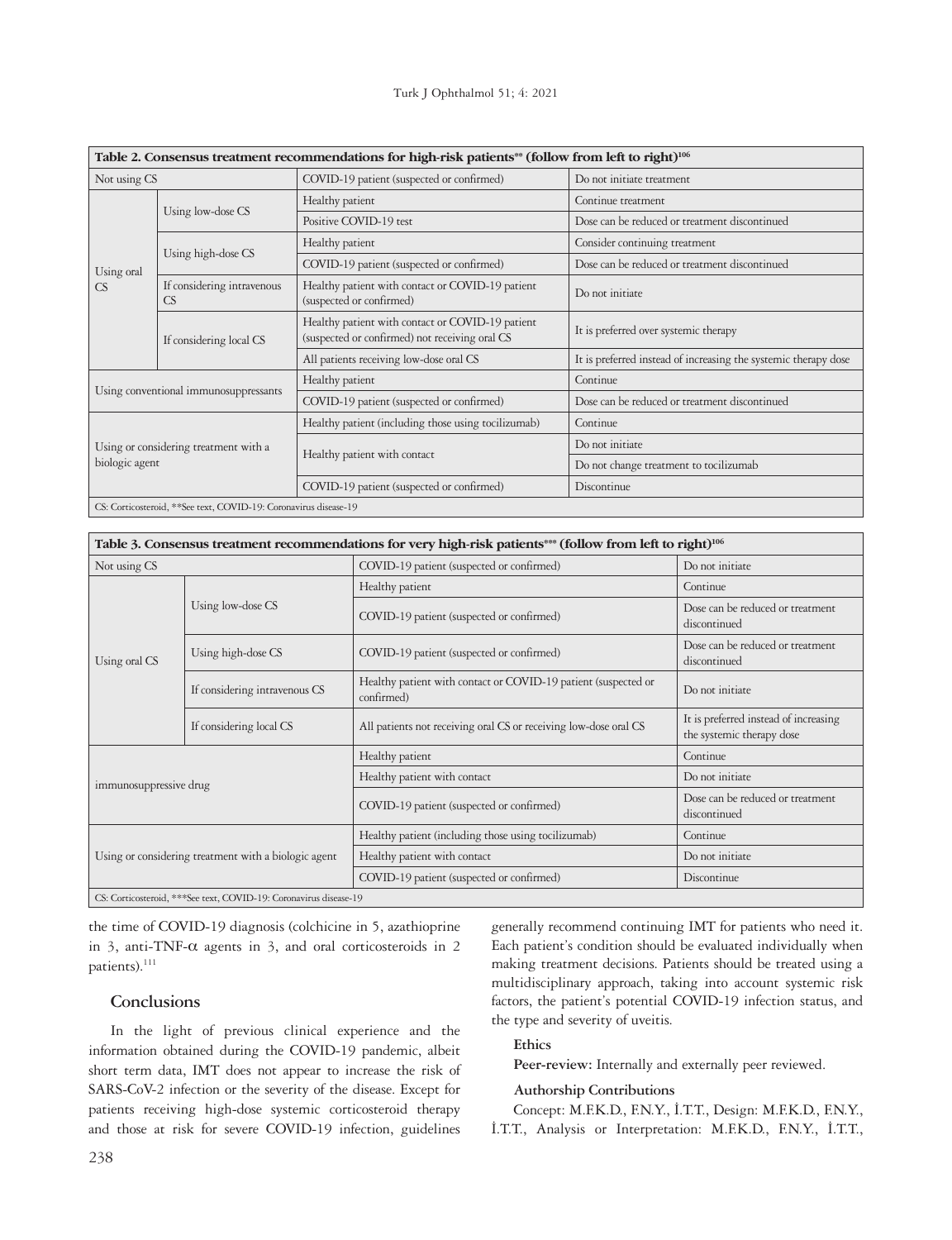**Table 2. Consensus treatment recommendations for high-risk patients** (follow from left to right)[106]**

| | | | |
|---|---|---|---|
| Not using CS | | COVID-19 patient (suspected or confirmed) | Do not initiate treatment |
| Using oral CS | Using low-dose CS | Healthy patient | Continue treatment |
| | | Positive COVID-19 test | Dose can be reduced or treatment discontinued |
| | Using high-dose CS | Healthy patient | Consider continuing treatment |
| | | COVID-19 patient (suspected or confirmed) | Dose can be reduced or treatment discontinued |
| | If considering intravenous CS | Healthy patient with contact or COVID-19 patient (suspected or confirmed) | Do not initiate |
| | If considering local CS | Healthy patient with contact or COVID-19 patient (suspected or confirmed) not receiving oral CS | It is preferred over systemic therapy |
| | | All patients receiving low-dose oral CS | It is preferred instead of increasing the systemic therapy dose |
| Using conventional immunosuppressants | | Healthy patient | Continue |
| | | COVID-19 patient (suspected or confirmed) | Dose can be reduced or treatment discontinued |
| Using or considering treatment with a biologic agent | | Healthy patient (including those using tocilizumab) | Continue |
| | | Healthy patient with contact | Do not initiate |
| | | | Do not change treatment to tocilizumab |
| | | COVID-19 patient (suspected or confirmed) | Discontinue |

CS: Corticosteroid, **See text, COVID-19: Coronavirus disease-19

**Table 3. Consensus treatment recommendations for very high-risk patients*** (follow from left to right)[106]**

| | | | |
|---|---|---|---|
| Not using CS | | COVID-19 patient (suspected or confirmed) | Do not initiate |
| Using oral CS | Using low-dose CS | Healthy patient | Continue |
| | | COVID-19 patient (suspected or confirmed) | Dose can be reduced or treatment discontinued |
| | Using high-dose CS | COVID-19 patient (suspected or confirmed) | Dose can be reduced or treatment discontinued |
| | If considering intravenous CS | Healthy patient with contact or COVID-19 patient (suspected or confirmed) | Do not initiate |
| | If considering local CS | All patients not receiving oral CS or receiving low-dose oral CS | It is preferred instead of increasing the systemic therapy dose |
| immunosuppressive drug | | Healthy patient | Continue |
| | | Healthy patient with contact | Do not initiate |
| | | COVID-19 patient (suspected or confirmed) | Dose can be reduced or treatment discontinued |
| Using or considering treatment with a biologic agent | | Healthy patient (including those using tocilizumab) | Continue |
| | | Healthy patient with contact | Do not initiate |
| | | COVID-19 patient (suspected or confirmed) | Discontinue |

CS: Corticosteroid, ***See text, COVID-19: Coronavirus disease-19

the time of COVID-19 diagnosis (colchicine in 5, azathioprine in 3, anti-TNF-α agents in 3, and oral corticosteroids in 2 patients).[111]

## Conclusions

In the light of previous clinical experience and the information obtained during the COVID-19 pandemic, albeit short term data, IMT does not appear to increase the risk of SARS-CoV-2 infection or the severity of the disease. Except for patients receiving high-dose systemic corticosteroid therapy and those at risk for severe COVID-19 infection, guidelines generally recommend continuing IMT for patients who need it. Each patient's condition should be evaluated individually when making treatment decisions. Patients should be treated using a multidisciplinary approach, taking into account systemic risk factors, the patient's potential COVID-19 infection status, and the type and severity of uveitis.

**Ethics**

**Peer-review:** Internally and externally peer reviewed.

**Authorship Contributions**

Concept: M.F.K.D., F.N.Y., İ.T.T., Design: M.F.K.D., F.N.Y., İ.T.T., Analysis or Interpretation: M.F.K.D., F.N.Y., İ.T.T.,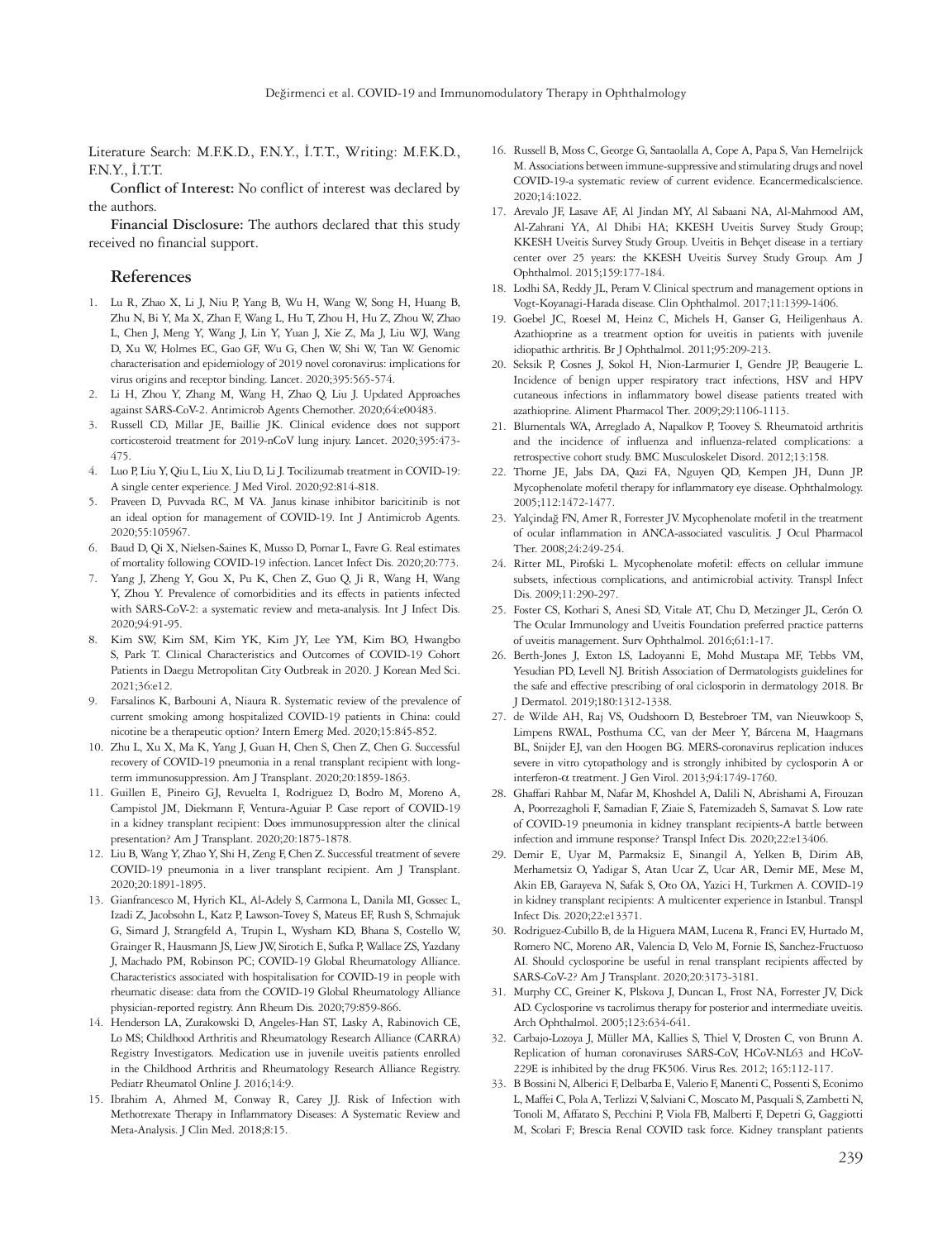Literature Search: M.F.K.D., F.N.Y., İ.T.T., Writing: M.F.K.D., F.N.Y., İ.T.T.

**Conflict of Interest:** No conflict of interest was declared by the authors.

**Financial Disclosure:** The authors declared that this study received no financial support.

## References

1. Lu R, Zhao X, Li J, Niu P, Yang B, Wu H, Wang W, Song H, Huang B, Zhu N, Bi Y, Ma X, Zhan F, Wang L, Hu T, Zhou H, Hu Z, Zhou W, Zhao L, Chen J, Meng Y, Wang J, Lin Y, Yuan J, Xie Z, Ma J, Liu WJ, Wang D, Xu W, Holmes EC, Gao GF, Wu G, Chen W, Shi W, Tan W. Genomic characterisation and epidemiology of 2019 novel coronavirus: implications for virus origins and receptor binding. Lancet. 2020;395:565-574.
2. Li H, Zhou Y, Zhang M, Wang H, Zhao Q, Liu J. Updated Approaches against SARS-CoV-2. Antimicrob Agents Chemother. 2020;64:e00483.
3. Russell CD, Millar JE, Baillie JK. Clinical evidence does not support corticosteroid treatment for 2019-nCoV lung injury. Lancet. 2020;395:473-475.
4. Luo P, Liu Y, Qiu L, Liu X, Liu D, Li J. Tocilizumab treatment in COVID-19: A single center experience. J Med Virol. 2020;92:814-818.
5. Praveen D, Puvvada RC, M VA. Janus kinase inhibitor baricitinib is not an ideal option for management of COVID-19. Int J Antimicrob Agents. 2020;55:105967.
6. Baud D, Qi X, Nielsen-Saines K, Musso D, Pomar L, Favre G. Real estimates of mortality following COVID-19 infection. Lancet Infect Dis. 2020;20:773.
7. Yang J, Zheng Y, Gou X, Pu K, Chen Z, Guo Q, Ji R, Wang H, Wang Y, Zhou Y. Prevalence of comorbidities and its effects in patients infected with SARS-CoV-2: a systematic review and meta-analysis. Int J Infect Dis. 2020;94:91-95.
8. Kim SW, Kim SM, Kim YK, Kim JY, Lee YM, Kim BO, Hwangbo S, Park T. Clinical Characteristics and Outcomes of COVID-19 Cohort Patients in Daegu Metropolitan City Outbreak in 2020. J Korean Med Sci. 2021;36:e12.
9. Farsalinos K, Barbouni A, Niaura R. Systematic review of the prevalence of current smoking among hospitalized COVID-19 patients in China: could nicotine be a therapeutic option? Intern Emerg Med. 2020;15:845-852.
10. Zhu L, Xu X, Ma K, Yang J, Guan H, Chen S, Chen Z, Chen G. Successful recovery of COVID-19 pneumonia in a renal transplant recipient with long-term immunosuppression. Am J Transplant. 2020;20:1859-1863.
11. Guillen E, Pineiro GJ, Revuelta I, Rodriguez D, Bodro M, Moreno A, Campistol JM, Diekmann F, Ventura-Aguiar P. Case report of COVID-19 in a kidney transplant recipient: Does immunosuppression alter the clinical presentation? Am J Transplant. 2020;20:1875-1878.
12. Liu B, Wang Y, Zhao Y, Shi H, Zeng F, Chen Z. Successful treatment of severe COVID-19 pneumonia in a liver transplant recipient. Am J Transplant. 2020;20:1891-1895.
13. Gianfrancesco M, Hyrich KL, Al-Adely S, Carmona L, Danila MI, Gossec L, Izadi Z, Jacobsohn L, Katz P, Lawson-Tovey S, Mateus EF, Rush S, Schmajuk G, Simard J, Strangfeld A, Trupin L, Wysham KD, Bhana S, Costello W, Grainger R, Hausmann JS, Liew JW, Sirotich E, Sufka P, Wallace ZS, Yazdany J, Machado PM, Robinson PC; COVID-19 Global Rheumatology Alliance. Characteristics associated with hospitalisation for COVID-19 in people with rheumatic disease: data from the COVID-19 Global Rheumatology Alliance physician-reported registry. Ann Rheum Dis. 2020;79:859-866.
14. Henderson LA, Zurakowski D, Angeles-Han ST, Lasky A, Rabinovich CE, Lo MS; Childhood Arthritis and Rheumatology Research Alliance (CARRA) Registry Investigators. Medication use in juvenile uveitis patients enrolled in the Childhood Arthritis and Rheumatology Research Alliance Registry. Pediatr Rheumatol Online J. 2016;14:9.
15. Ibrahim A, Ahmed M, Conway R, Carey JJ. Risk of Infection with Methotrexate Therapy in Inflammatory Diseases: A Systematic Review and Meta-Analysis. J Clin Med. 2018;8:15.
16. Russell B, Moss C, George G, Santaolalla A, Cope A, Papa S, Van Hemelrijck M. Associations between immune-suppressive and stimulating drugs and novel COVID-19-a systematic review of current evidence. Ecancermedicalscience. 2020;14:1022.
17. Arevalo JF, Lasave AF, Al Jindan MY, Al Sabaani NA, Al-Mahmood AM, Al-Zahrani YA, Al Dhibi HA; KKESH Uveitis Survey Study Group; KKESH Uveitis Survey Study Group. Uveitis in Behçet disease in a tertiary center over 25 years: the KKESH Uveitis Survey Study Group. Am J Ophthalmol. 2015;159:177-184.
18. Lodhi SA, Reddy JL, Peram V. Clinical spectrum and management options in Vogt-Koyanagi-Harada disease. Clin Ophthalmol. 2017;11:1399-1406.
19. Goebel JC, Roesel M, Heinz C, Michels H, Ganser G, Heiligenhaus A. Azathioprine as a treatment option for uveitis in patients with juvenile idiopathic arthritis. Br J Ophthalmol. 2011;95:209-213.
20. Seksik P, Cosnes J, Sokol H, Nion-Larmurier I, Gendre JP, Beaugerie L. Incidence of benign upper respiratory tract infections, HSV and HPV cutaneous infections in inflammatory bowel disease patients treated with azathioprine. Aliment Pharmacol Ther. 2009;29:1106-1113.
21. Blumentals WA, Arreglado A, Napalkov P, Toovey S. Rheumatoid arthritis and the incidence of influenza and influenza-related complications: a retrospective cohort study. BMC Musculoskelet Disord. 2012;13:158.
22. Thorne JE, Jabs DA, Qazi FA, Nguyen QD, Kempen JH, Dunn JP. Mycophenolate mofetil therapy for inflammatory eye disease. Ophthalmology. 2005;112:1472-1477.
23. Yalçındağ FN, Amer R, Forrester JV. Mycophenolate mofetil in the treatment of ocular inflammation in ANCA-associated vasculitis. J Ocul Pharmacol Ther. 2008;24:249-254.
24. Ritter ML, Pirofski L. Mycophenolate mofetil: effects on cellular immune subsets, infectious complications, and antimicrobial activity. Transpl Infect Dis. 2009;11:290-297.
25. Foster CS, Kothari S, Anesi SD, Vitale AT, Chu D, Metzinger JL, Cerón O. The Ocular Immunology and Uveitis Foundation preferred practice patterns of uveitis management. Surv Ophthalmol. 2016;61:1-17.
26. Berth-Jones J, Exton LS, Ladoyanni E, Mohd Mustapa MF, Tebbs VM, Yesudian PD, Levell NJ. British Association of Dermatologists guidelines for the safe and effective prescribing of oral ciclosporin in dermatology 2018. Br J Dermatol. 2019;180:1312-1338.
27. de Wilde AH, Raj VS, Oudshoorn D, Bestebroer TM, van Nieuwkoop S, Limpens RWAL, Posthuma CC, van der Meer Y, Bárcena M, Haagmans BL, Snijder EJ, van den Hoogen BG. MERS-coronavirus replication induces severe in vitro cytopathology and is strongly inhibited by cyclosporin A or interferon-α treatment. J Gen Virol. 2013;94:1749-1760.
28. Ghaffari Rahbar M, Nafar M, Khoshdel A, Dalili N, Abrishami A, Firouzan A, Poorrezagholi F, Samadian F, Ziaie S, Fatemizadeh S, Samavat S. Low rate of COVID-19 pneumonia in kidney transplant recipients-A battle between infection and immune response? Transpl Infect Dis. 2020;22:e13406.
29. Demir E, Uyar M, Parmaksiz E, Sinangil A, Yelken B, Dirim AB, Merhametsiz O, Yadigar S, Atan Ucar Z, Ucar AR, Demir ME, Mese M, Akin EB, Garayeva N, Safak S, Oto OA, Yazici H, Turkmen A. COVID-19 in kidney transplant recipients: A multicenter experience in Istanbul. Transpl Infect Dis. 2020;22:e13371.
30. Rodriguez-Cubillo B, de la Higuera MAM, Lucena R, Franci EV, Hurtado M, Romero NC, Moreno AR, Valencia D, Velo M, Fornie IS, Sanchez-Fructuoso AI. Should cyclosporine be useful in renal transplant recipients affected by SARS-CoV-2? Am J Transplant. 2020;20:3173-3181.
31. Murphy CC, Greiner K, Plskova J, Duncan L, Frost NA, Forrester JV, Dick AD. Cyclosporine vs tacrolimus therapy for posterior and intermediate uveitis. Arch Ophthalmol. 2005;123:634-641.
32. Carbajo-Lozoya J, Müller MA, Kallies S, Thiel V, Drosten C, von Brunn A. Replication of human coronaviruses SARS-CoV, HCoV-NL63 and HCoV-229E is inhibited by the drug FK506. Virus Res. 2012; 165:112-117.
33. B Bossini N, Alberici F, Delbarba E, Valerio F, Manenti C, Possenti S, Econimo L, Maffei C, Pola A, Terlizzi V, Salviani C, Moscato M, Pasquali S, Zambetti N, Tonoli M, Affatato S, Pecchini P, Viola FB, Malberti F, Depetri G, Gaggiotti M, Scolari F; Brescia Renal COVID task force. Kidney transplant patients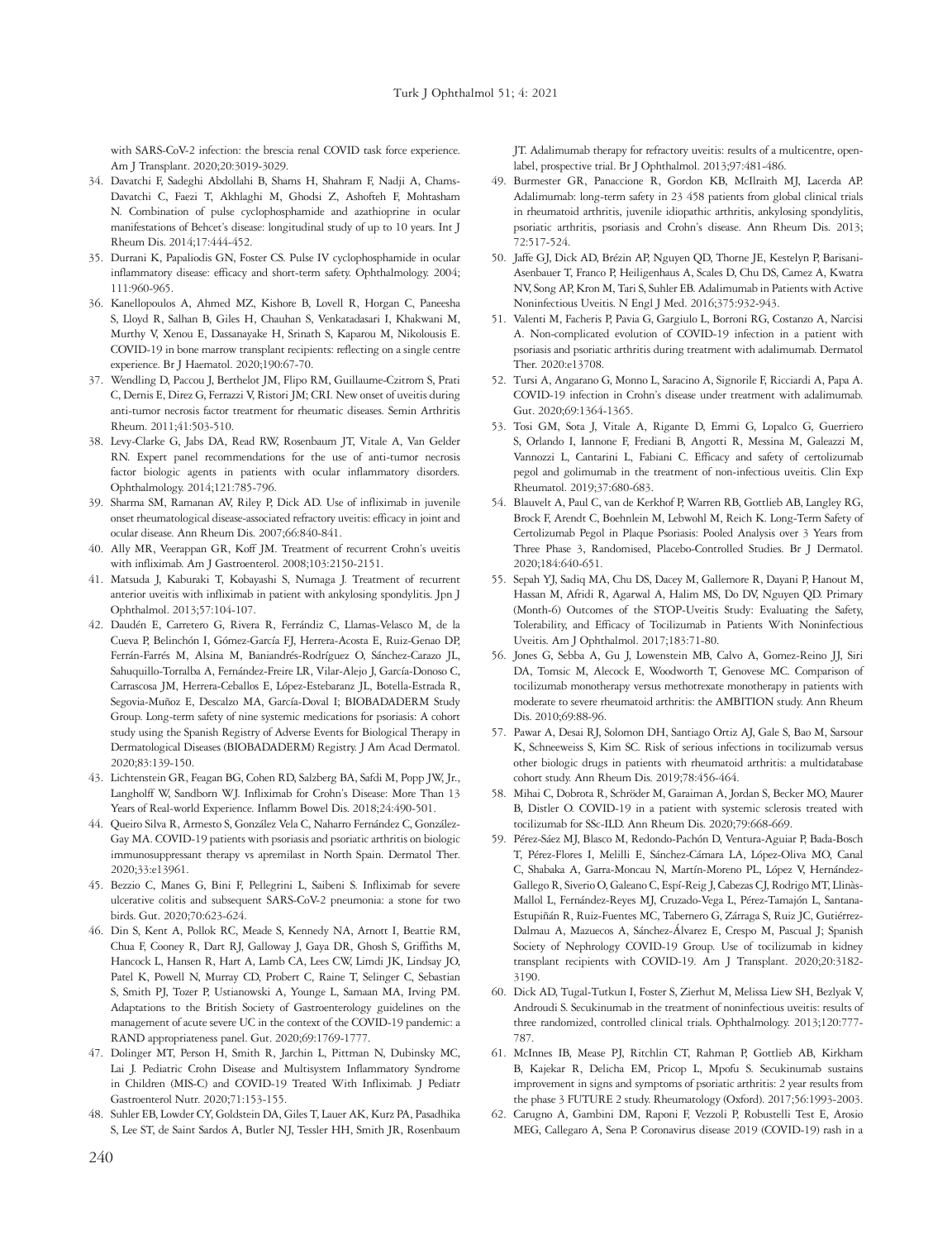with SARS-CoV-2 infection: the brescia renal COVID task force experience. Am J Transplant. 2020;20:3019-3029.

34. Davatchi F, Sadeghi Abdollahi B, Shams H, Shahram F, Nadji A, Chams-Davatchi C, Faezi T, Akhlaghi M, Ghodsi Z, Ashofteh F, Mohtasham N. Combination of pulse cyclophosphamide and azathioprine in ocular manifestations of Behcet's disease: longitudinal study of up to 10 years. Int J Rheum Dis. 2014;17:444-452.
35. Durrani K, Papaliodis GN, Foster CS. Pulse IV cyclophosphamide in ocular inflammatory disease: efficacy and short-term safety. Ophthalmology. 2004; 111:960-965.
36. Kanellopoulos A, Ahmed MZ, Kishore B, Lovell R, Horgan C, Paneesha S, Lloyd R, Salhan B, Giles H, Chauhan S, Venkatadasari I, Khakwani M, Murthy V, Xenou E, Dassanayake H, Srinath S, Kaparou M, Nikolousis E. COVID-19 in bone marrow transplant recipients: reflecting on a single centre experience. Br J Haematol. 2020;190:67-70.
37. Wendling D, Paccou J, Berthelot JM, Flipo RM, Guillaume-Czitrom S, Prati C, Dernis E, Direz G, Ferrazzi V, Ristori JM; CRI. New onset of uveitis during anti-tumor necrosis factor treatment for rheumatic diseases. Semin Arthritis Rheum. 2011;41:503-510.
38. Levy-Clarke G, Jabs DA, Read RW, Rosenbaum JT, Vitale A, Van Gelder RN. Expert panel recommendations for the use of anti-tumor necrosis factor biologic agents in patients with ocular inflammatory disorders. Ophthalmology. 2014;121:785-796.
39. Sharma SM, Ramanan AV, Riley P, Dick AD. Use of infliximab in juvenile onset rheumatological disease-associated refractory uveitis: efficacy in joint and ocular disease. Ann Rheum Dis. 2007;66:840-841.
40. Ally MR, Veerappan GR, Koff JM. Treatment of recurrent Crohn's uveitis with infliximab. Am J Gastroenterol. 2008;103:2150-2151.
41. Matsuda J, Kaburaki T, Kobayashi S, Numaga J. Treatment of recurrent anterior uveitis with infliximab in patient with ankylosing spondylitis. Jpn J Ophthalmol. 2013;57:104-107.
42. Daudén E, Carretero G, Rivera R, Ferrándiz C, Llamas-Velasco M, de la Cueva P, Belinchón I, Gómez-García FJ, Herrera-Acosta E, Ruiz-Genao DP, Ferrán-Farrés M, Alsina M, Baniandrés-Rodríguez O, Sánchez-Carazo JL, Sahuquillo-Torralba A, Fernández-Freire LR, Vilar-Alejo J, García-Donoso C, Carrascosa JM, Herrera-Ceballos E, López-Estebaranz JL, Botella-Estrada R, Segovia-Muñoz E, Descalzo MA, García-Doval I; BIOBADADERM Study Group. Long-term safety of nine systemic medications for psoriasis: A cohort study using the Spanish Registry of Adverse Events for Biological Therapy in Dermatological Diseases (BIOBADADERM) Registry. J Am Acad Dermatol. 2020;83:139-150.
43. Lichtenstein GR, Feagan BG, Cohen RD, Salzberg BA, Safdi M, Popp JW, Jr., Langholff W, Sandborn WJ. Infliximab for Crohn's Disease: More Than 13 Years of Real-world Experience. Inflamm Bowel Dis. 2018;24:490-501.
44. Queiro Silva R, Armesto S, González Vela C, Naharro Fernández C, González-Gay MA. COVID-19 patients with psoriasis and psoriatic arthritis on biologic immunosuppressant therapy vs apremilast in North Spain. Dermatol Ther. 2020;33:e13961.
45. Bezzio C, Manes G, Bini F, Pellegrini L, Saibeni S. Infliximab for severe ulcerative colitis and subsequent SARS-CoV-2 pneumonia: a stone for two birds. Gut. 2020;70:623-624.
46. Din S, Kent A, Pollok RC, Meade S, Kennedy NA, Arnott I, Beattie RM, Chua F, Cooney R, Dart RJ, Galloway J, Gaya DR, Ghosh S, Griffiths M, Hancock L, Hansen R, Hart A, Lamb CA, Lees CW, Limdi JK, Lindsay JO, Patel K, Powell N, Murray CD, Probert C, Raine T, Selinger C, Sebastian S, Smith PJ, Tozer P, Ustianowski A, Younge L, Samaan MA, Irving PM. Adaptations to the British Society of Gastroenterology guidelines on the management of acute severe UC in the context of the COVID-19 pandemic: a RAND appropriateness panel. Gut. 2020;69:1769-1777.
47. Dolinger MT, Person H, Smith R, Jarchin L, Pittman N, Dubinsky MC, Lai J. Pediatric Crohn Disease and Multisystem Inflammatory Syndrome in Children (MIS-C) and COVID-19 Treated With Infliximab. J Pediatr Gastroenterol Nutr. 2020;71:153-155.
48. Suhler EB, Lowder CY, Goldstein DA, Giles T, Lauer AK, Kurz PA, Pasadhika S, Lee ST, de Saint Sardos A, Butler NJ, Tessler HH, Smith JR, Rosenbaum JT. Adalimumab therapy for refractory uveitis: results of a multicentre, open-label, prospective trial. Br J Ophthalmol. 2013;97:481-486.
49. Burmester GR, Panaccione R, Gordon KB, McIlraith MJ, Lacerda AP. Adalimumab: long-term safety in 23 458 patients from global clinical trials in rheumatoid arthritis, juvenile idiopathic arthritis, ankylosing spondylitis, psoriatic arthritis, psoriasis and Crohn's disease. Ann Rheum Dis. 2013; 72:517-524.
50. Jaffe GJ, Dick AD, Brézin AP, Nguyen QD, Thorne JE, Kestelyn P, Barisani-Asenbauer T, Franco P, Heiligenhaus A, Scales D, Chu DS, Camez A, Kwatra NV, Song AP, Kron M, Tari S, Suhler EB. Adalimumab in Patients with Active Noninfectious Uveitis. N Engl J Med. 2016;375:932-943.
51. Valenti M, Facheris P, Pavia G, Gargiulo L, Borroni RG, Costanzo A, Narcisi A. Non-complicated evolution of COVID-19 infection in a patient with psoriasis and psoriatic arthritis during treatment with adalimumab. Dermatol Ther. 2020:e13708.
52. Tursi A, Angarano G, Monno L, Saracino A, Signorile F, Ricciardi A, Papa A. COVID-19 infection in Crohn's disease under treatment with adalimumab. Gut. 2020;69:1364-1365.
53. Tosi GM, Sota J, Vitale A, Rigante D, Emmi G, Lopalco G, Guerriero S, Orlando I, Iannone F, Frediani B, Angotti R, Messina M, Galeazzi M, Vannozzi L, Cantarini L, Fabiani C. Efficacy and safety of certolizumab pegol and golimumab in the treatment of non-infectious uveitis. Clin Exp Rheumatol. 2019;37:680-683.
54. Blauvelt A, Paul C, van de Kerkhof P, Warren RB, Gottlieb AB, Langley RG, Brock F, Arendt C, Boehnlein M, Lebwohl M, Reich K. Long-Term Safety of Certolizumab Pegol in Plaque Psoriasis: Pooled Analysis over 3 Years from Three Phase 3, Randomised, Placebo-Controlled Studies. Br J Dermatol. 2020;184:640-651.
55. Sepah YJ, Sadiq MA, Chu DS, Dacey M, Gallemore R, Dayani P, Hanout M, Hassan M, Afridi R, Agarwal A, Halim MS, Do DV, Nguyen QD. Primary (Month-6) Outcomes of the STOP-Uveitis Study: Evaluating the Safety, Tolerability, and Efficacy of Tocilizumab in Patients With Noninfectious Uveitis. Am J Ophthalmol. 2017;183:71-80.
56. Jones G, Sebba A, Gu J, Lowenstein MB, Calvo A, Gomez-Reino JJ, Siri DA, Tomsic M, Alecock E, Woodworth T, Genovese MC. Comparison of tocilizumab monotherapy versus methotrexate monotherapy in patients with moderate to severe rheumatoid arthritis: the AMBITION study. Ann Rheum Dis. 2010;69:88-96.
57. Pawar A, Desai RJ, Solomon DH, Santiago Ortiz AJ, Gale S, Bao M, Sarsour K, Schneeweiss S, Kim SC. Risk of serious infections in tocilizumab versus other biologic drugs in patients with rheumatoid arthritis: a multidatabase cohort study. Ann Rheum Dis. 2019;78:456-464.
58. Mihai C, Dobrota R, Schröder M, Garaiman A, Jordan S, Becker MO, Maurer B, Distler O. COVID-19 in a patient with systemic sclerosis treated with tocilizumab for SSc-ILD. Ann Rheum Dis. 2020;79:668-669.
59. Pérez-Sáez MJ, Blasco M, Redondo-Pachón D, Ventura-Aguiar P, Bada-Bosch T, Pérez-Flores I, Melilli E, Sánchez-Cámara LA, López-Oliva MO, Canal C, Shabaka A, Garra-Moncau N, Martín-Moreno PL, López V, Hernández-Gallego R, Siverio O, Galeano C, Espí-Reig J, Cabezas CJ, Rodrigo MT, Llinàs-Mallol L, Fernández-Reyes MJ, Cruzado-Vega L, Pérez-Tamajón L, Santana-Estupiñán R, Ruiz-Fuentes MC, Tabernero G, Zárraga S, Ruiz JC, Gutiérrez-Dalmau A, Mazuecos A, Sánchez-Álvarez E, Crespo M, Pascual J; Spanish Society of Nephrology COVID-19 Group. Use of tocilizumab in kidney transplant recipients with COVID-19. Am J Transplant. 2020;20:3182-3190.
60. Dick AD, Tugal-Tutkun I, Foster S, Zierhut M, Melissa Liew SH, Bezlyak V, Androudi S. Secukinumab in the treatment of noninfectious uveitis: results of three randomized, controlled clinical trials. Ophthalmology. 2013;120:777-787.
61. McInnes IB, Mease PJ, Ritchlin CT, Rahman P, Gottlieb AB, Kirkham B, Kajekar R, Delicha EM, Pricop L, Mpofu S. Secukinumab sustains improvement in signs and symptoms of psoriatic arthritis: 2 year results from the phase 3 FUTURE 2 study. Rheumatology (Oxford). 2017;56:1993-2003.
62. Carugno A, Gambini DM, Raponi F, Vezzoli P, Robustelli Test E, Arosio MEG, Callegaro A, Sena P. Coronavirus disease 2019 (COVID-19) rash in a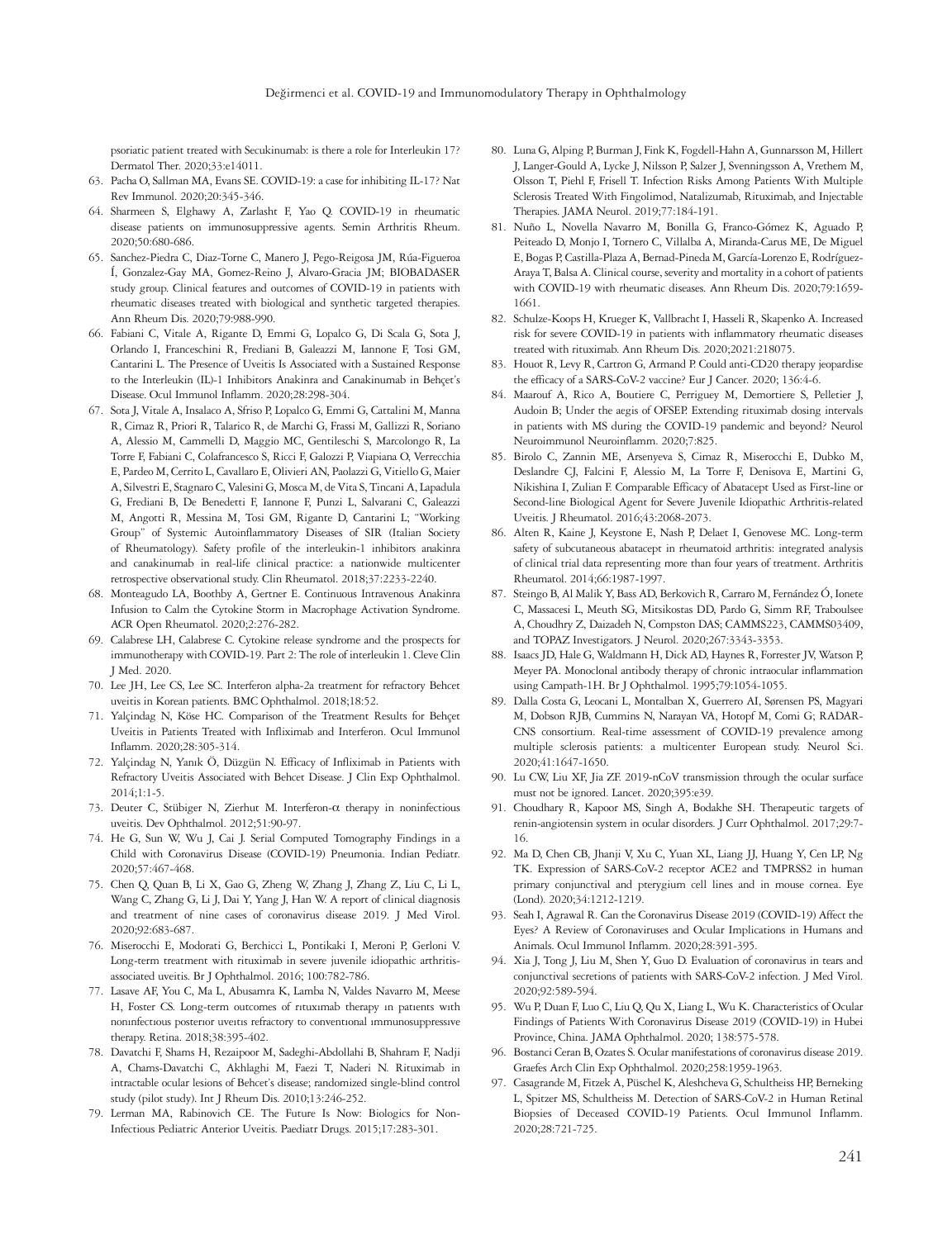psoriatic patient treated with Secukinumab: is there a role for Interleukin 17? Dermatol Ther. 2020;33:e14011.

63. Pacha O, Sallman MA, Evans SE. COVID-19: a case for inhibiting IL-17? Nat Rev Immunol. 2020;20:345-346.
64. Sharmeen S, Elghawy A, Zarlasht F, Yao Q. COVID-19 in rheumatic disease patients on immunosuppressive agents. Semin Arthritis Rheum. 2020;50:680-686.
65. Sanchez-Piedra C, Diaz-Torne C, Manero J, Pego-Reigosa JM, Rúa-Figueroa Í, Gonzalez-Gay MA, Gomez-Reino J, Alvaro-Gracia JM; BIOBADASER study group. Clinical features and outcomes of COVID-19 in patients with rheumatic diseases treated with biological and synthetic targeted therapies. Ann Rheum Dis. 2020;79:988-990.
66. Fabiani C, Vitale A, Rigante D, Emmi G, Lopalco G, Di Scala G, Sota J, Orlando I, Franceschini R, Frediani B, Galeazzi M, Iannone F, Tosi GM, Cantarini L. The Presence of Uveitis Is Associated with a Sustained Response to the Interleukin (IL)-1 Inhibitors Anakinra and Canakinumab in Behçet's Disease. Ocul Immunol Inflamm. 2020;28:298-304.
67. Sota J, Vitale A, Insalaco A, Sfriso P, Lopalco G, Emmi G, Cattalini M, Manna R, Cimaz R, Priori R, Talarico R, de Marchi G, Frassi M, Gallizzi R, Soriano A, Alessio M, Cammelli D, Maggio MC, Gentileschi S, Marcolongo R, La Torre F, Fabiani C, Colafrancesco S, Ricci F, Galozzi P, Viapiana O, Verrecchia E, Pardeo M, Cerrito L, Cavallaro E, Olivieri AN, Paolazzi G, Vitiello G, Maier A, Silvestri E, Stagnaro C, Valesini G, Mosca M, de Vita S, Tincani A, Lapadula G, Frediani B, De Benedetti F, Iannone F, Punzi L, Salvarani C, Galeazzi M, Angotti R, Messina M, Tosi GM, Rigante D, Cantarini L; "Working Group" of Systemic Autoinflammatory Diseases of SIR (Italian Society of Rheumatology). Safety profile of the interleukin-1 inhibitors anakinra and canakinumab in real-life clinical practice: a nationwide multicenter retrospective observational study. Clin Rheumatol. 2018;37:2233-2240.
68. Monteagudo LA, Boothby A, Gertner E. Continuous Intravenous Anakinra Infusion to Calm the Cytokine Storm in Macrophage Activation Syndrome. ACR Open Rheumatol. 2020;2:276-282.
69. Calabrese LH, Calabrese C. Cytokine release syndrome and the prospects for immunotherapy with COVID-19. Part 2: The role of interleukin 1. Cleve Clin J Med. 2020.
70. Lee JH, Lee CS, Lee SC. Interferon alpha-2a treatment for refractory Behcet uveitis in Korean patients. BMC Ophthalmol. 2018;18:52.
71. Yalçindag N, Köse HC. Comparison of the Treatment Results for Behçet Uveitis in Patients Treated with Infliximab and Interferon. Ocul Immunol Inflamm. 2020;28:305-314.
72. Yalçindag N, Yanık Ö, Düzgün N. Efficacy of Infliximab in Patients with Refractory Uveitis Associated with Behcet Disease. J Clin Exp Ophthalmol. 2014;1:1-5.
73. Deuter C, Stübiger N, Zierhut M. Interferon-α therapy in noninfectious uveitis. Dev Ophthalmol. 2012;51:90-97.
74. He G, Sun W, Wu J, Cai J. Serial Computed Tomography Findings in a Child with Coronavirus Disease (COVID-19) Pneumonia. Indian Pediatr. 2020;57:467-468.
75. Chen Q, Quan B, Li X, Gao G, Zheng W, Zhang J, Zhang Z, Liu C, Li L, Wang C, Zhang G, Li J, Dai Y, Yang J, Han W. A report of clinical diagnosis and treatment of nine cases of coronavirus disease 2019. J Med Virol. 2020;92:683-687.
76. Miserocchi E, Modorati G, Berchicci L, Pontikaki I, Meroni P, Gerloni V. Long-term treatment with rituximab in severe juvenile idiopathic arthritis-associated uveitis. Br J Ophthalmol. 2016; 100:782-786.
77. Lasave AF, You C, Ma L, Abusamra K, Lamba N, Valdes Navarro M, Meese H, Foster CS. Long-term outcomes of rıtuxımab therapy ın patıents wıth nonınfectıous posterıor uveıtıs refractory to conventıonal ımmunosuppressıve therapy. Retina. 2018;38:395-402.
78. Davatchi F, Shams H, Rezaipoor M, Sadeghi-Abdollahi B, Shahram F, Nadji A, Chams-Davatchi C, Akhlaghi M, Faezi T, Naderi N. Rituximab in intractable ocular lesions of Behcet's disease; randomized single-blind control study (pilot study). Int J Rheum Dis. 2010;13:246-252.
79. Lerman MA, Rabinovich CE. The Future Is Now: Biologics for Non-Infectious Pediatric Anterior Uveitis. Paediatr Drugs. 2015;17:283-301.
80. Luna G, Alping P, Burman J, Fink K, Fogdell-Hahn A, Gunnarsson M, Hillert J, Langer-Gould A, Lycke J, Nilsson P, Salzer J, Svenningsson A, Vrethem M, Olsson T, Piehl F, Frisell T. Infection Risks Among Patients With Multiple Sclerosis Treated With Fingolimod, Natalizumab, Rituximab, and Injectable Therapies. JAMA Neurol. 2019;77:184-191.
81. Nuño L, Novella Navarro M, Bonilla G, Franco-Gómez K, Aguado P, Peiteado D, Monjo I, Tornero C, Villalba A, Miranda-Carus ME, De Miguel E, Bogas P, Castilla-Plaza A, Bernad-Pineda M, García-Lorenzo E, Rodríguez-Araya T, Balsa A. Clinical course, severity and mortality in a cohort of patients with COVID-19 with rheumatic diseases. Ann Rheum Dis. 2020;79:1659-1661.
82. Schulze-Koops H, Krueger K, Vallbracht I, Hasseli R, Skapenko A. Increased risk for severe COVID-19 in patients with inflammatory rheumatic diseases treated with rituximab. Ann Rheum Dis. 2020;2021:218075.
83. Houot R, Levy R, Cartron G, Armand P. Could anti-CD20 therapy jeopardise the efficacy of a SARS-CoV-2 vaccine? Eur J Cancer. 2020; 136:4-6.
84. Maarouf A, Rico A, Boutiere C, Perriguey M, Demortiere S, Pelletier J, Audoin B; Under the aegis of OFSEP. Extending rituximab dosing intervals in patients with MS during the COVID-19 pandemic and beyond? Neurol Neuroimmunol Neuroinflamm. 2020;7:825.
85. Birolo C, Zannin ME, Arsenyeva S, Cimaz R, Miserocchi E, Dubko M, Deslandre CJ, Falcini F, Alessio M, La Torre F, Denisova E, Martini G, Nikishina I, Zulian F. Comparable Efficacy of Abatacept Used as First-line or Second-line Biological Agent for Severe Juvenile Idiopathic Arthritis-related Uveitis. J Rheumatol. 2016;43:2068-2073.
86. Alten R, Kaine J, Keystone E, Nash P, Delaet I, Genovese MC. Long-term safety of subcutaneous abatacept in rheumatoid arthritis: integrated analysis of clinical trial data representing more than four years of treatment. Arthritis Rheumatol. 2014;66:1987-1997.
87. Steingo B, Al Malik Y, Bass AD, Berkovich R, Carraro M, Fernández Ó, Ionete C, Massacesi L, Meuth SG, Mitsikostas DD, Pardo G, Simm RF, Traboulsee A, Choudhry Z, Daizadeh N, Compston DAS; CAMMS223, CAMMS03409, and TOPAZ Investigators. J Neurol. 2020;267:3343-3353.
88. Isaacs JD, Hale G, Waldmann H, Dick AD, Haynes R, Forrester JV, Watson P, Meyer PA. Monoclonal antibody therapy of chronic intraocular inflammation using Campath-1H. Br J Ophthalmol. 1995;79:1054-1055.
89. Dalla Costa G, Leocani L, Montalban X, Guerrero AI, Sørensen PS, Magyari M, Dobson RJB, Cummins N, Narayan VA, Hotopf M, Comi G; RADAR-CNS consortium. Real-time assessment of COVID-19 prevalence among multiple sclerosis patients: a multicenter European study. Neurol Sci. 2020;41:1647-1650.
90. Lu CW, Liu XF, Jia ZF. 2019-nCoV transmission through the ocular surface must not be ignored. Lancet. 2020;395:e39.
91. Choudhary R, Kapoor MS, Singh A, Bodakhe SH. Therapeutic targets of renin-angiotensin system in ocular disorders. J Curr Ophthalmol. 2017;29:7-16.
92. Ma D, Chen CB, Jhanji V, Xu C, Yuan XL, Liang JJ, Huang Y, Cen LP, Ng TK. Expression of SARS-CoV-2 receptor ACE2 and TMPRSS2 in human primary conjunctival and pterygium cell lines and in mouse cornea. Eye (Lond). 2020;34:1212-1219.
93. Seah I, Agrawal R. Can the Coronavirus Disease 2019 (COVID-19) Affect the Eyes? A Review of Coronaviruses and Ocular Implications in Humans and Animals. Ocul Immunol Inflamm. 2020;28:391-395.
94. Xia J, Tong J, Liu M, Shen Y, Guo D. Evaluation of coronavirus in tears and conjunctival secretions of patients with SARS-CoV-2 infection. J Med Virol. 2020;92:589-594.
95. Wu P, Duan F, Luo C, Liu Q, Qu X, Liang L, Wu K. Characteristics of Ocular Findings of Patients With Coronavirus Disease 2019 (COVID-19) in Hubei Province, China. JAMA Ophthalmol. 2020; 138:575-578.
96. Bostanci Ceran B, Ozates S. Ocular manifestations of coronavirus disease 2019. Graefes Arch Clin Exp Ophthalmol. 2020;258:1959-1963.
97. Casagrande M, Fitzek A, Püschel K, Aleshcheva G, Schultheiss HP, Berneking L, Spitzer MS, Schultheiss M. Detection of SARS-CoV-2 in Human Retinal Biopsies of Deceased COVID-19 Patients. Ocul Immunol Inflamm. 2020;28:721-725.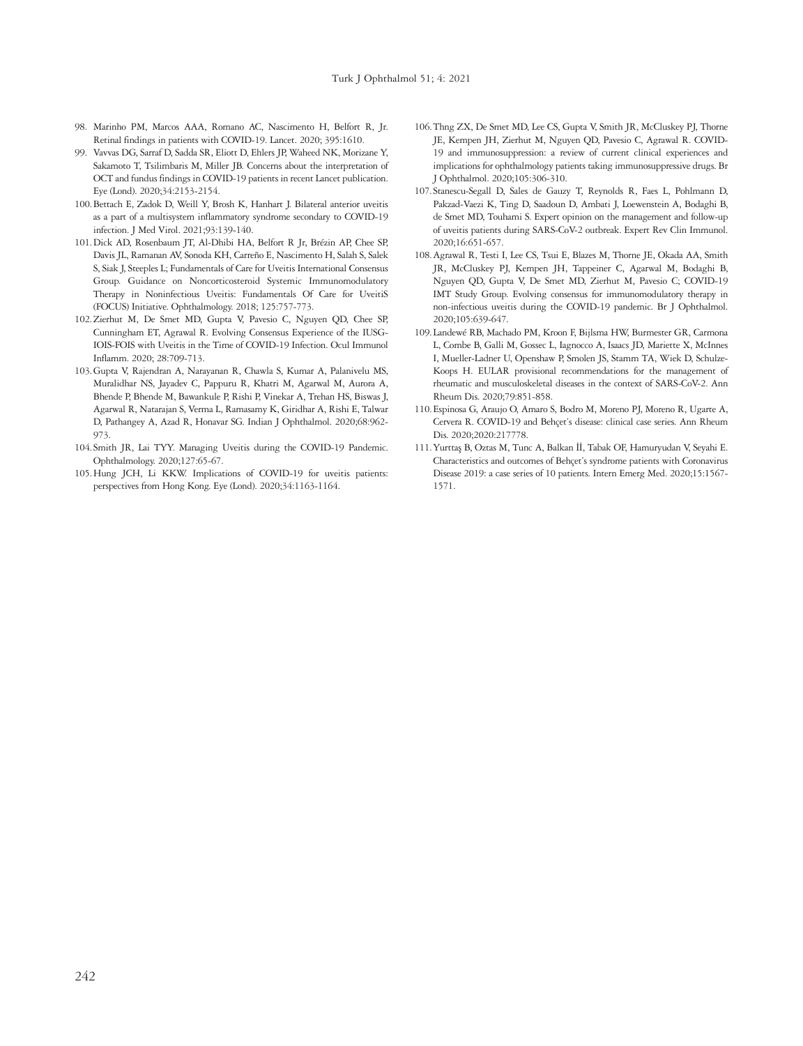98. Marinho PM, Marcos AAA, Romano AC, Nascimento H, Belfort R, Jr. Retinal findings in patients with COVID-19. Lancet. 2020; 395:1610.
99. Vavvas DG, Sarraf D, Sadda SR, Eliott D, Ehlers JP, Waheed NK, Morizane Y, Sakamoto T, Tsilimbaris M, Miller JB. Concerns about the interpretation of OCT and fundus findings in COVID-19 patients in recent Lancet publication. Eye (Lond). 2020;34:2153-2154.
100. Bettach E, Zadok D, Weill Y, Brosh K, Hanhart J. Bilateral anterior uveitis as a part of a multisystem inflammatory syndrome secondary to COVID-19 infection. J Med Virol. 2021;93:139-140.
101. Dick AD, Rosenbaum JT, Al-Dhibi HA, Belfort R Jr, Brézin AP, Chee SP, Davis JL, Ramanan AV, Sonoda KH, Carreño E, Nascimento H, Salah S, Salek S, Siak J, Steeples L; Fundamentals of Care for Uveitis International Consensus Group. Guidance on Noncorticosteroid Systemic Immunomodulatory Therapy in Noninfectious Uveitis: Fundamentals Of Care for UveitiS (FOCUS) Initiative. Ophthalmology. 2018; 125:757-773.
102. Zierhut M, De Smet MD, Gupta V, Pavesio C, Nguyen QD, Chee SP, Cunningham ET, Agrawal R. Evolving Consensus Experience of the IUSG-IOIS-FOIS with Uveitis in the Time of COVID-19 Infection. Ocul Immunol Inflamm. 2020; 28:709-713.
103. Gupta V, Rajendran A, Narayanan R, Chawla S, Kumar A, Palanivelu MS, Muralidhar NS, Jayadev C, Pappuru R, Khatri M, Agarwal M, Aurora A, Bhende P, Bhende M, Bawankule P, Rishi P, Vinekar A, Trehan HS, Biswas J, Agarwal R, Natarajan S, Verma L, Ramasamy K, Giridhar A, Rishi E, Talwar D, Pathangey A, Azad R, Honavar SG. Indian J Ophthalmol. 2020;68:962-973.
104. Smith JR, Lai TYY. Managing Uveitis during the COVID-19 Pandemic. Ophthalmology. 2020;127:65-67.
105. Hung JCH, Li KKW. Implications of COVID-19 for uveitis patients: perspectives from Hong Kong. Eye (Lond). 2020;34:1163-1164.
106. Thng ZX, De Smet MD, Lee CS, Gupta V, Smith JR, McCluskey PJ, Thorne JE, Kempen JH, Zierhut M, Nguyen QD, Pavesio C, Agrawal R. COVID-19 and immunosuppression: a review of current clinical experiences and implications for ophthalmology patients taking immunosuppressive drugs. Br J Ophthalmol. 2020;105:306-310.
107. Stanescu-Segall D, Sales de Gauzy T, Reynolds R, Faes L, Pohlmann D, Pakzad-Vaezi K, Ting D, Saadoun D, Ambati J, Loewenstein A, Bodaghi B, de Smet MD, Touhami S. Expert opinion on the management and follow-up of uveitis patients during SARS-CoV-2 outbreak. Expert Rev Clin Immunol. 2020;16:651-657.
108. Agrawal R, Testi I, Lee CS, Tsui E, Blazes M, Thorne JE, Okada AA, Smith JR, McCluskey PJ, Kempen JH, Tappeiner C, Agarwal M, Bodaghi B, Nguyen QD, Gupta V, De Smet MD, Zierhut M, Pavesio C; COVID-19 IMT Study Group. Evolving consensus for immunomodulatory therapy in non-infectious uveitis during the COVID-19 pandemic. Br J Ophthalmol. 2020;105:639-647.
109. Landewé RB, Machado PM, Kroon F, Bijlsma HW, Burmester GR, Carmona L, Combe B, Galli M, Gossec L, Iagnocco A, Isaacs JD, Mariette X, McInnes I, Mueller-Ladner U, Openshaw P, Smolen JS, Stamm TA, Wiek D, Schulze-Koops H. EULAR provisional recommendations for the management of rheumatic and musculoskeletal diseases in the context of SARS-CoV-2. Ann Rheum Dis. 2020;79:851-858.
110. Espinosa G, Araujo O, Amaro S, Bodro M, Moreno PJ, Moreno R, Ugarte A, Cervera R. COVID-19 and Behçet's disease: clinical case series. Ann Rheum Dis. 2020;2020:217778.
111. Yurttaş B, Oztas M, Tunc A, Balkan İİ, Tabak OF, Hamuryudan V, Seyahi E. Characteristics and outcomes of Behçet's syndrome patients with Coronavirus Disease 2019: a case series of 10 patients. Intern Emerg Med. 2020;15:1567-1571.